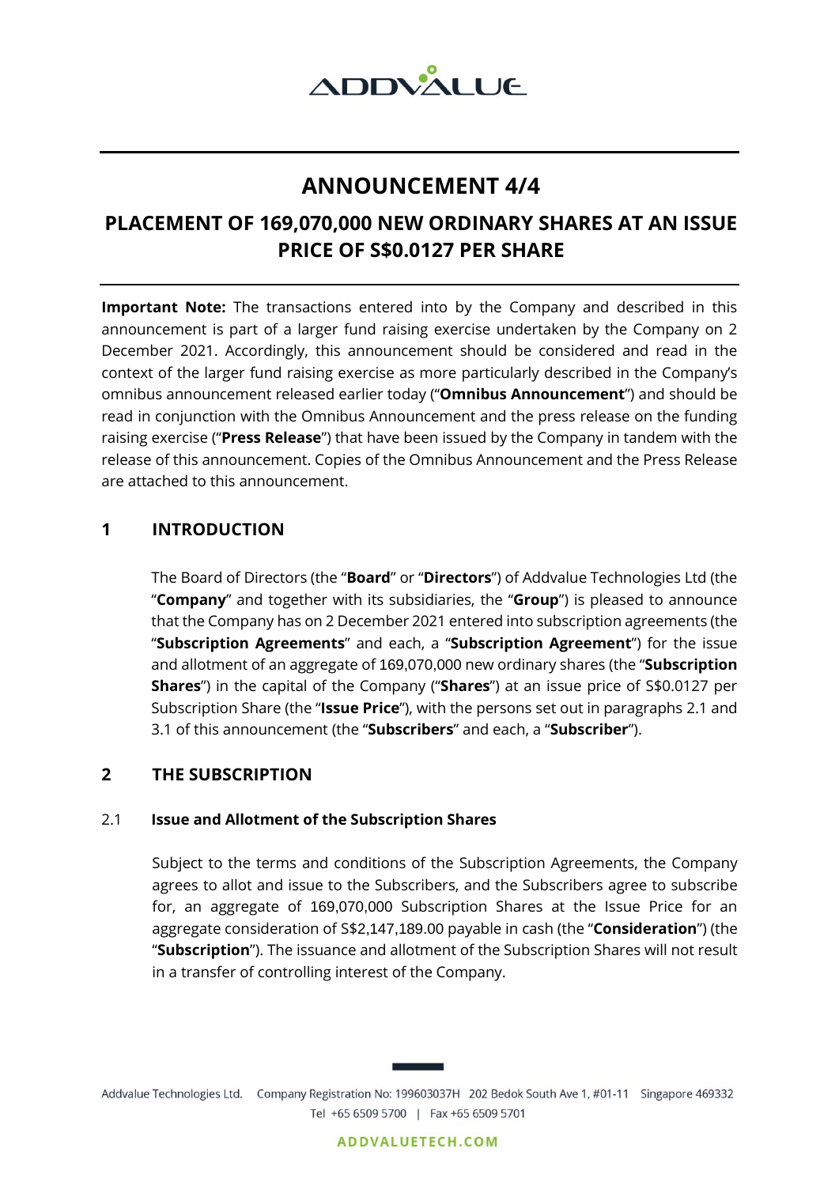# ANNOUNCEMENT 4/4

## PLACEMENT OF 169,070,000 NEW ORDINARY SHARES AT AN ISSUE PRICE OF S$0.0127 PER SHARE

**Important Note:** The transactions entered into by the Company and described in this announcement is part of a larger fund raising exercise undertaken by the Company on 2 December 2021. Accordingly, this announcement should be considered and read in the context of the larger fund raising exercise as more particularly described in the Company's omnibus announcement released earlier today ("**Omnibus Announcement**") and should be read in conjunction with the Omnibus Announcement and the press release on the funding raising exercise ("**Press Release**") that have been issued by the Company in tandem with the release of this announcement. Copies of the Omnibus Announcement and the Press Release are attached to this announcement.

## 1 INTRODUCTION

The Board of Directors (the "**Board**" or "**Directors**") of Addvalue Technologies Ltd (the "**Company**" and together with its subsidiaries, the "**Group**") is pleased to announce that the Company has on 2 December 2021 entered into subscription agreements (the "**Subscription Agreements**" and each, a "**Subscription Agreement**") for the issue and allotment of an aggregate of 169,070,000 new ordinary shares (the "**Subscription Shares**") in the capital of the Company ("**Shares**") at an issue price of S$0.0127 per Subscription Share (the "**Issue Price**"), with the persons set out in paragraphs 2.1 and 3.1 of this announcement (the "**Subscribers**" and each, a "**Subscriber**").

## 2 THE SUBSCRIPTION

### 2.1 Issue and Allotment of the Subscription Shares

Subject to the terms and conditions of the Subscription Agreements, the Company agrees to allot and issue to the Subscribers, and the Subscribers agree to subscribe for, an aggregate of 169,070,000 Subscription Shares at the Issue Price for an aggregate consideration of S$2,147,189.00 payable in cash (the "**Consideration**") (the "**Subscription**"). The issuance and allotment of the Subscription Shares will not result in a transfer of controlling interest of the Company.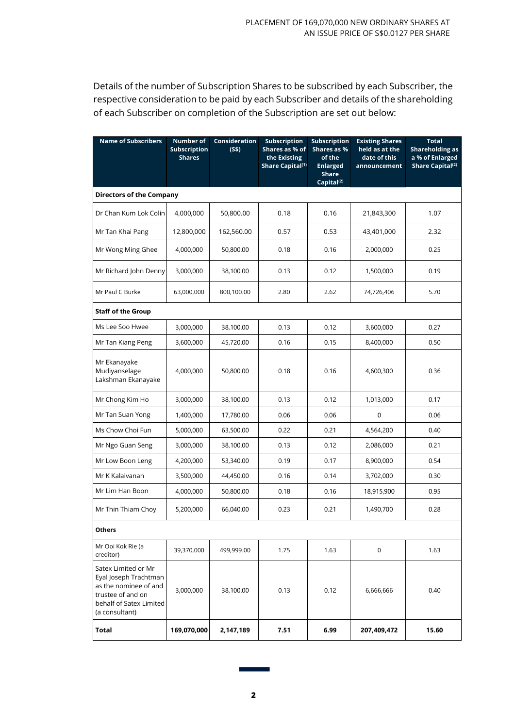Details of the number of Subscription Shares to be subscribed by each Subscriber, the respective consideration to be paid by each Subscriber and details of the shareholding of each Subscriber on completion of the Subscription are set out below:

| Name of Subscribers | Number of Subscription Shares | Consideration (S$) | Subscription Shares as % of the Existing Share Capital[1] | Subscription Shares as % of the Enlarged Share Capital[2] | Existing Shares held as at the date of this announcement | Total Shareholding as a % of Enlarged Share Capital[2] |
|---|---|---|---|---|---|---|
| **Directors of the Company** | | | | | | |
| Dr Chan Kum Lok Colin | 4,000,000 | 50,800.00 | 0.18 | 0.16 | 21,843,300 | 1.07 |
| Mr Tan Khai Pang | 12,800,000 | 162,560.00 | 0.57 | 0.53 | 43,401,000 | 2.32 |
| Mr Wong Ming Ghee | 4,000,000 | 50,800.00 | 0.18 | 0.16 | 2,000,000 | 0.25 |
| Mr Richard John Denny | 3,000,000 | 38,100.00 | 0.13 | 0.12 | 1,500,000 | 0.19 |
| Mr Paul C Burke | 63,000,000 | 800,100.00 | 2.80 | 2.62 | 74,726,406 | 5.70 |
| **Staff of the Group** | | | | | | |
| Ms Lee Soo Hwee | 3,000,000 | 38,100.00 | 0.13 | 0.12 | 3,600,000 | 0.27 |
| Mr Tan Kiang Peng | 3,600,000 | 45,720.00 | 0.16 | 0.15 | 8,400,000 | 0.50 |
| Mr Ekanayake Mudiyanselage Lakshman Ekanayake | 4,000,000 | 50,800.00 | 0.18 | 0.16 | 4,600,300 | 0.36 |
| Mr Chong Kim Ho | 3,000,000 | 38,100.00 | 0.13 | 0.12 | 1,013,000 | 0.17 |
| Mr Tan Suan Yong | 1,400,000 | 17,780.00 | 0.06 | 0.06 | 0 | 0.06 |
| Ms Chow Choi Fun | 5,000,000 | 63,500.00 | 0.22 | 0.21 | 4,564,200 | 0.40 |
| Mr Ngo Guan Seng | 3,000,000 | 38,100.00 | 0.13 | 0.12 | 2,086,000 | 0.21 |
| Mr Low Boon Leng | 4,200,000 | 53,340.00 | 0.19 | 0.17 | 8,900,000 | 0.54 |
| Mr K Kalaivanan | 3,500,000 | 44,450.00 | 0.16 | 0.14 | 3,702,000 | 0.30 |
| Mr Lim Han Boon | 4,000,000 | 50,800.00 | 0.18 | 0.16 | 18,915,900 | 0.95 |
| Mr Thin Thiam Choy | 5,200,000 | 66,040.00 | 0.23 | 0.21 | 1,490,700 | 0.28 |
| **Others** | | | | | | |
| Mr Ooi Kok Rie (a creditor) | 39,370,000 | 499,999.00 | 1.75 | 1.63 | 0 | 1.63 |
| Satex Limited or Mr Eyal Joseph Trachtman as the nominee of and trustee of and on behalf of Satex Limited (a consultant) | 3,000,000 | 38,100.00 | 0.13 | 0.12 | 6,666,666 | 0.40 |
| **Total** | **169,070,000** | **2,147,189** | **7.51** | **6.99** | **207,409,472** | **15.60** |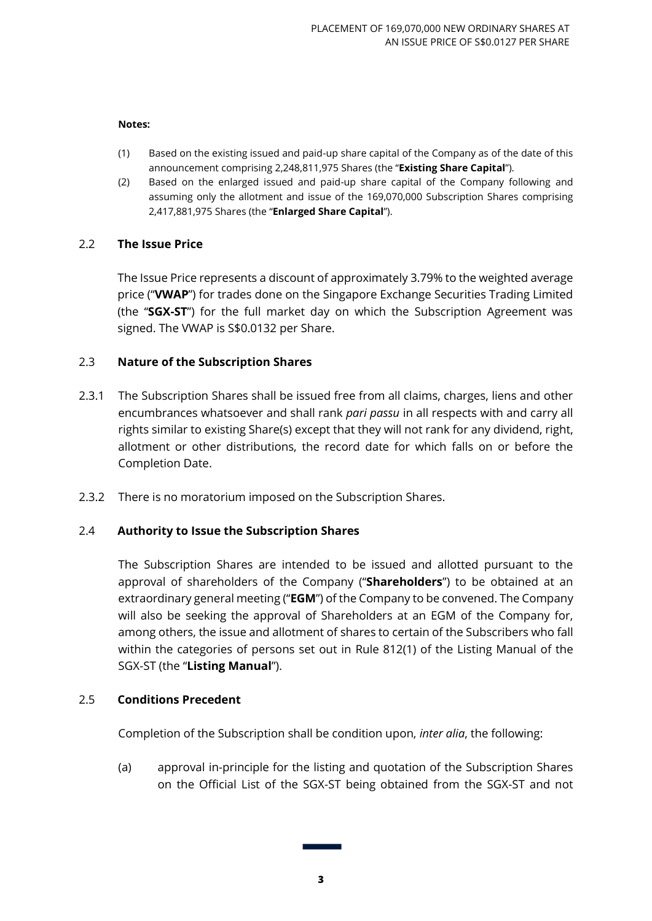**Notes:**

(1) Based on the existing issued and paid-up share capital of the Company as of the date of this announcement comprising 2,248,811,975 Shares (the "**Existing Share Capital**").

(2) Based on the enlarged issued and paid-up share capital of the Company following and assuming only the allotment and issue of the 169,070,000 Subscription Shares comprising 2,417,881,975 Shares (the "**Enlarged Share Capital**").

## 2.2 The Issue Price

The Issue Price represents a discount of approximately 3.79% to the weighted average price ("**VWAP**") for trades done on the Singapore Exchange Securities Trading Limited (the "**SGX-ST**") for the full market day on which the Subscription Agreement was signed. The VWAP is S$0.0132 per Share.

## 2.3 Nature of the Subscription Shares

2.3.1 The Subscription Shares shall be issued free from all claims, charges, liens and other encumbrances whatsoever and shall rank *pari passu* in all respects with and carry all rights similar to existing Share(s) except that they will not rank for any dividend, right, allotment or other distributions, the record date for which falls on or before the Completion Date.

2.3.2 There is no moratorium imposed on the Subscription Shares.

## 2.4 Authority to Issue the Subscription Shares

The Subscription Shares are intended to be issued and allotted pursuant to the approval of shareholders of the Company ("**Shareholders**") to be obtained at an extraordinary general meeting ("**EGM**") of the Company to be convened. The Company will also be seeking the approval of Shareholders at an EGM of the Company for, among others, the issue and allotment of shares to certain of the Subscribers who fall within the categories of persons set out in Rule 812(1) of the Listing Manual of the SGX-ST (the "**Listing Manual**").

## 2.5 Conditions Precedent

Completion of the Subscription shall be condition upon, *inter alia*, the following:

(a) approval in-principle for the listing and quotation of the Subscription Shares on the Official List of the SGX-ST being obtained from the SGX-ST and not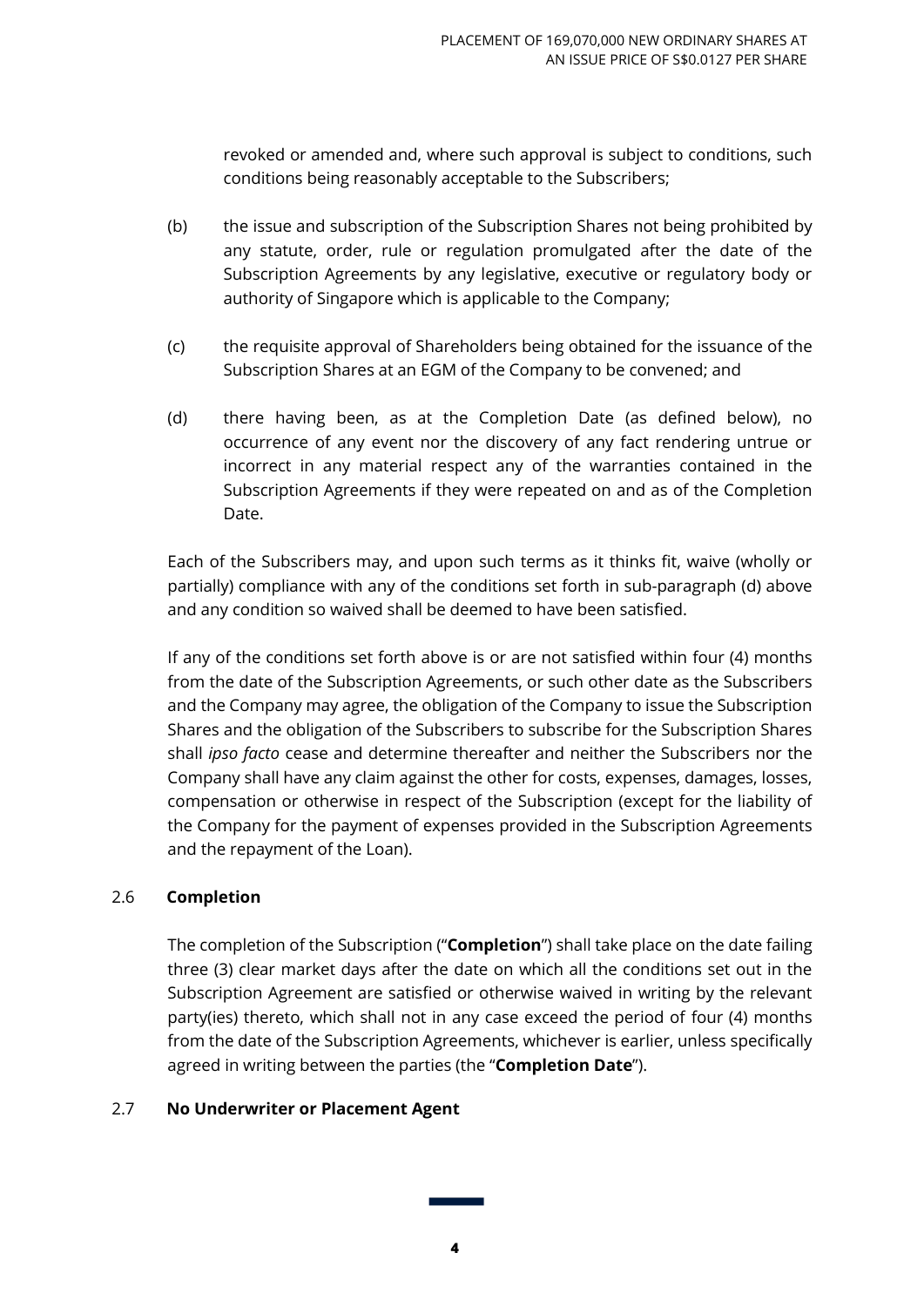revoked or amended and, where such approval is subject to conditions, such conditions being reasonably acceptable to the Subscribers;

(b) the issue and subscription of the Subscription Shares not being prohibited by any statute, order, rule or regulation promulgated after the date of the Subscription Agreements by any legislative, executive or regulatory body or authority of Singapore which is applicable to the Company;

(c) the requisite approval of Shareholders being obtained for the issuance of the Subscription Shares at an EGM of the Company to be convened; and

(d) there having been, as at the Completion Date (as defined below), no occurrence of any event nor the discovery of any fact rendering untrue or incorrect in any material respect any of the warranties contained in the Subscription Agreements if they were repeated on and as of the Completion Date.

Each of the Subscribers may, and upon such terms as it thinks fit, waive (wholly or partially) compliance with any of the conditions set forth in sub-paragraph (d) above and any condition so waived shall be deemed to have been satisfied.

If any of the conditions set forth above is or are not satisfied within four (4) months from the date of the Subscription Agreements, or such other date as the Subscribers and the Company may agree, the obligation of the Company to issue the Subscription Shares and the obligation of the Subscribers to subscribe for the Subscription Shares shall *ipso facto* cease and determine thereafter and neither the Subscribers nor the Company shall have any claim against the other for costs, expenses, damages, losses, compensation or otherwise in respect of the Subscription (except for the liability of the Company for the payment of expenses provided in the Subscription Agreements and the repayment of the Loan).

### 2.6 Completion

The completion of the Subscription ("**Completion**") shall take place on the date failing three (3) clear market days after the date on which all the conditions set out in the Subscription Agreement are satisfied or otherwise waived in writing by the relevant party(ies) thereto, which shall not in any case exceed the period of four (4) months from the date of the Subscription Agreements, whichever is earlier, unless specifically agreed in writing between the parties (the "**Completion Date**").

### 2.7 No Underwriter or Placement Agent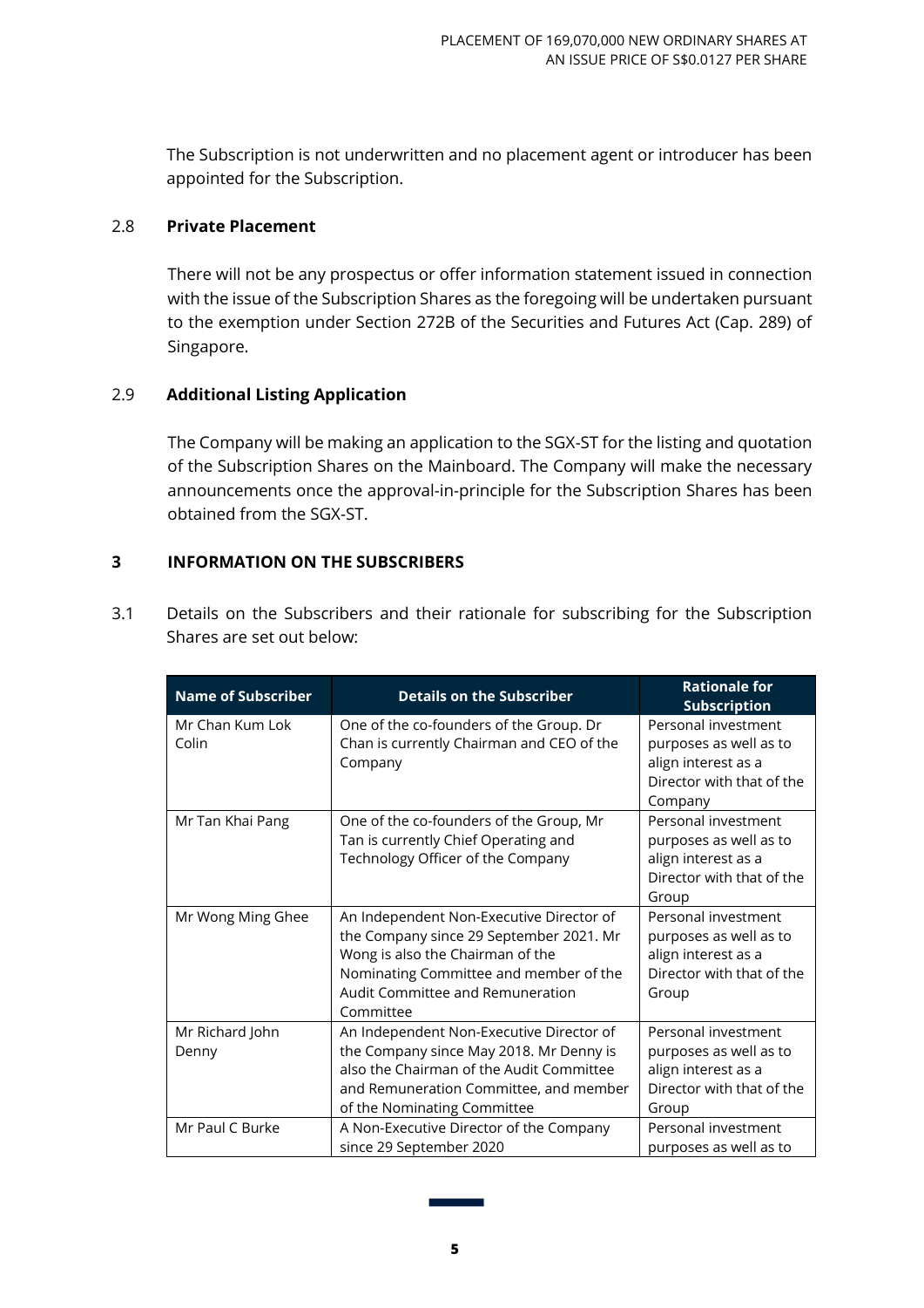The Subscription is not underwritten and no placement agent or introducer has been appointed for the Subscription.

2.8 **Private Placement**

There will not be any prospectus or offer information statement issued in connection with the issue of the Subscription Shares as the foregoing will be undertaken pursuant to the exemption under Section 272B of the Securities and Futures Act (Cap. 289) of Singapore.

2.9 **Additional Listing Application**

The Company will be making an application to the SGX-ST for the listing and quotation of the Subscription Shares on the Mainboard. The Company will make the necessary announcements once the approval-in-principle for the Subscription Shares has been obtained from the SGX-ST.

## 3 INFORMATION ON THE SUBSCRIBERS

3.1 Details on the Subscribers and their rationale for subscribing for the Subscription Shares are set out below:

| Name of Subscriber | Details on the Subscriber | Rationale for Subscription |
|---|---|---|
| Mr Chan Kum Lok Colin | One of the co-founders of the Group. Dr Chan is currently Chairman and CEO of the Company | Personal investment purposes as well as to align interest as a Director with that of the Company |
| Mr Tan Khai Pang | One of the co-founders of the Group, Mr Tan is currently Chief Operating and Technology Officer of the Company | Personal investment purposes as well as to align interest as a Director with that of the Group |
| Mr Wong Ming Ghee | An Independent Non-Executive Director of the Company since 29 September 2021. Mr Wong is also the Chairman of the Nominating Committee and member of the Audit Committee and Remuneration Committee | Personal investment purposes as well as to align interest as a Director with that of the Group |
| Mr Richard John Denny | An Independent Non-Executive Director of the Company since May 2018. Mr Denny is also the Chairman of the Audit Committee and Remuneration Committee, and member of the Nominating Committee | Personal investment purposes as well as to align interest as a Director with that of the Group |
| Mr Paul C Burke | A Non-Executive Director of the Company since 29 September 2020 | Personal investment purposes as well as to |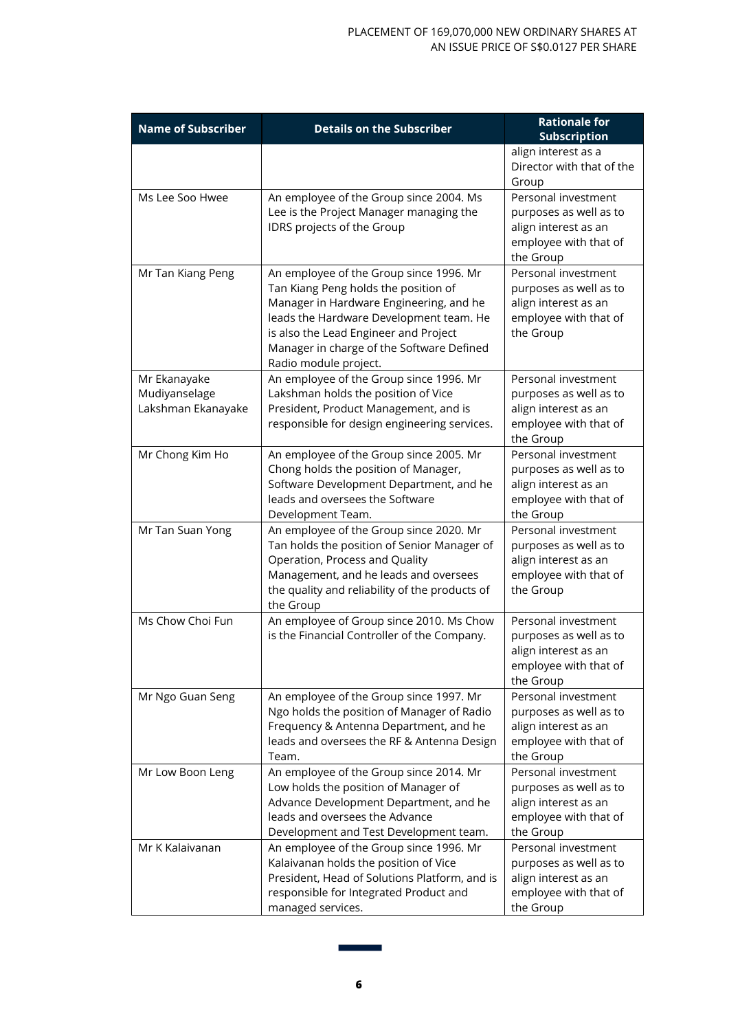| Name of Subscriber | Details on the Subscriber | Rationale for Subscription |
|---|---|---|
| | | align interest as a Director with that of the Group |
| Ms Lee Soo Hwee | An employee of the Group since 2004. Ms Lee is the Project Manager managing the IDRS projects of the Group | Personal investment purposes as well as to align interest as an employee with that of the Group |
| Mr Tan Kiang Peng | An employee of the Group since 1996. Mr Tan Kiang Peng holds the position of Manager in Hardware Engineering, and he leads the Hardware Development team. He is also the Lead Engineer and Project Manager in charge of the Software Defined Radio module project. | Personal investment purposes as well as to align interest as an employee with that of the Group |
| Mr Ekanayake Mudiyanselage Lakshman Ekanayake | An employee of the Group since 1996. Mr Lakshman holds the position of Vice President, Product Management, and is responsible for design engineering services. | Personal investment purposes as well as to align interest as an employee with that of the Group |
| Mr Chong Kim Ho | An employee of the Group since 2005. Mr Chong holds the position of Manager, Software Development Department, and he leads and oversees the Software Development Team. | Personal investment purposes as well as to align interest as an employee with that of the Group |
| Mr Tan Suan Yong | An employee of the Group since 2020. Mr Tan holds the position of Senior Manager of Operation, Process and Quality Management, and he leads and oversees the quality and reliability of the products of the Group | Personal investment purposes as well as to align interest as an employee with that of the Group |
| Ms Chow Choi Fun | An employee of Group since 2010. Ms Chow is the Financial Controller of the Company. | Personal investment purposes as well as to align interest as an employee with that of the Group |
| Mr Ngo Guan Seng | An employee of the Group since 1997. Mr Ngo holds the position of Manager of Radio Frequency & Antenna Department, and he leads and oversees the RF & Antenna Design Team. | Personal investment purposes as well as to align interest as an employee with that of the Group |
| Mr Low Boon Leng | An employee of the Group since 2014. Mr Low holds the position of Manager of Advance Development Department, and he leads and oversees the Advance Development and Test Development team. | Personal investment purposes as well as to align interest as an employee with that of the Group |
| Mr K Kalaivanan | An employee of the Group since 1996. Mr Kalaivanan holds the position of Vice President, Head of Solutions Platform, and is responsible for Integrated Product and managed services. | Personal investment purposes as well as to align interest as an employee with that of the Group |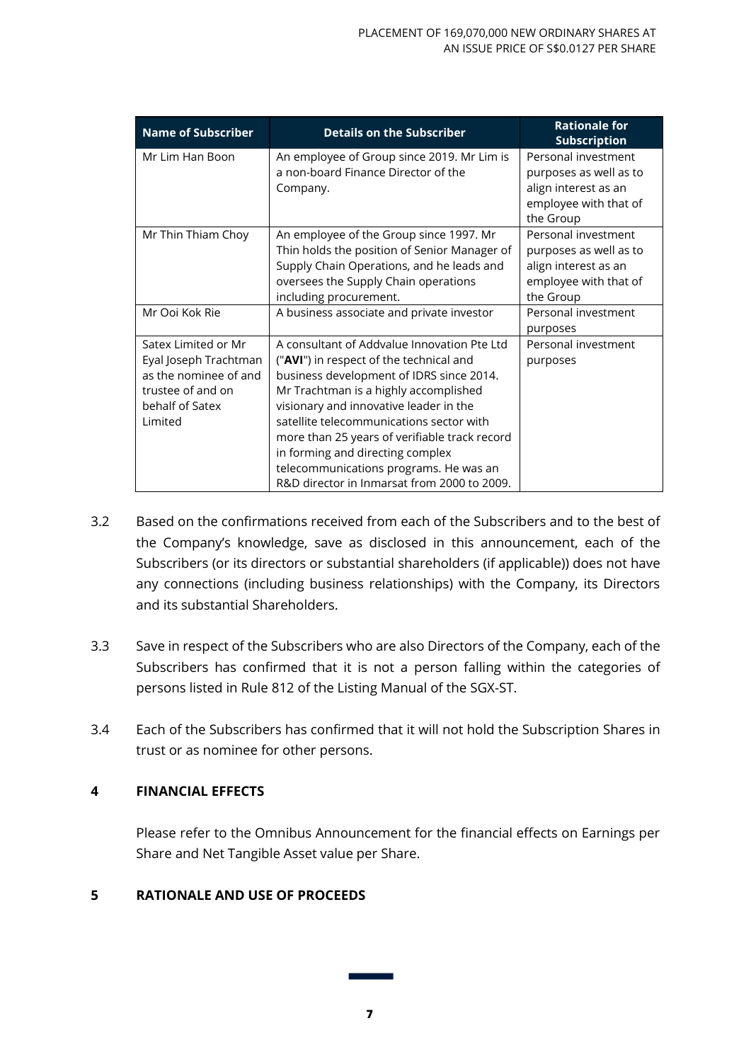| Name of Subscriber | Details on the Subscriber | Rationale for Subscription |
| --- | --- | --- |
| Mr Lim Han Boon | An employee of Group since 2019. Mr Lim is a non-board Finance Director of the Company. | Personal investment purposes as well as to align interest as an employee with that of the Group |
| Mr Thin Thiam Choy | An employee of the Group since 1997. Mr Thin holds the position of Senior Manager of Supply Chain Operations, and he leads and oversees the Supply Chain operations including procurement. | Personal investment purposes as well as to align interest as an employee with that of the Group |
| Mr Ooi Kok Rie | A business associate and private investor | Personal investment purposes |
| Satex Limited or Mr Eyal Joseph Trachtman as the nominee of and trustee of and on behalf of Satex Limited | A consultant of Addvalue Innovation Pte Ltd ("**AVI**") in respect of the technical and business development of IDRS since 2014. Mr Trachtman is a highly accomplished visionary and innovative leader in the satellite telecommunications sector with more than 25 years of verifiable track record in forming and directing complex telecommunications programs. He was an R&D director in Inmarsat from 2000 to 2009. | Personal investment purposes |

3.2 Based on the confirmations received from each of the Subscribers and to the best of the Company's knowledge, save as disclosed in this announcement, each of the Subscribers (or its directors or substantial shareholders (if applicable)) does not have any connections (including business relationships) with the Company, its Directors and its substantial Shareholders.

3.3 Save in respect of the Subscribers who are also Directors of the Company, each of the Subscribers has confirmed that it is not a person falling within the categories of persons listed in Rule 812 of the Listing Manual of the SGX-ST.

3.4 Each of the Subscribers has confirmed that it will not hold the Subscription Shares in trust or as nominee for other persons.

## 4 FINANCIAL EFFECTS

Please refer to the Omnibus Announcement for the financial effects on Earnings per Share and Net Tangible Asset value per Share.

## 5 RATIONALE AND USE OF PROCEEDS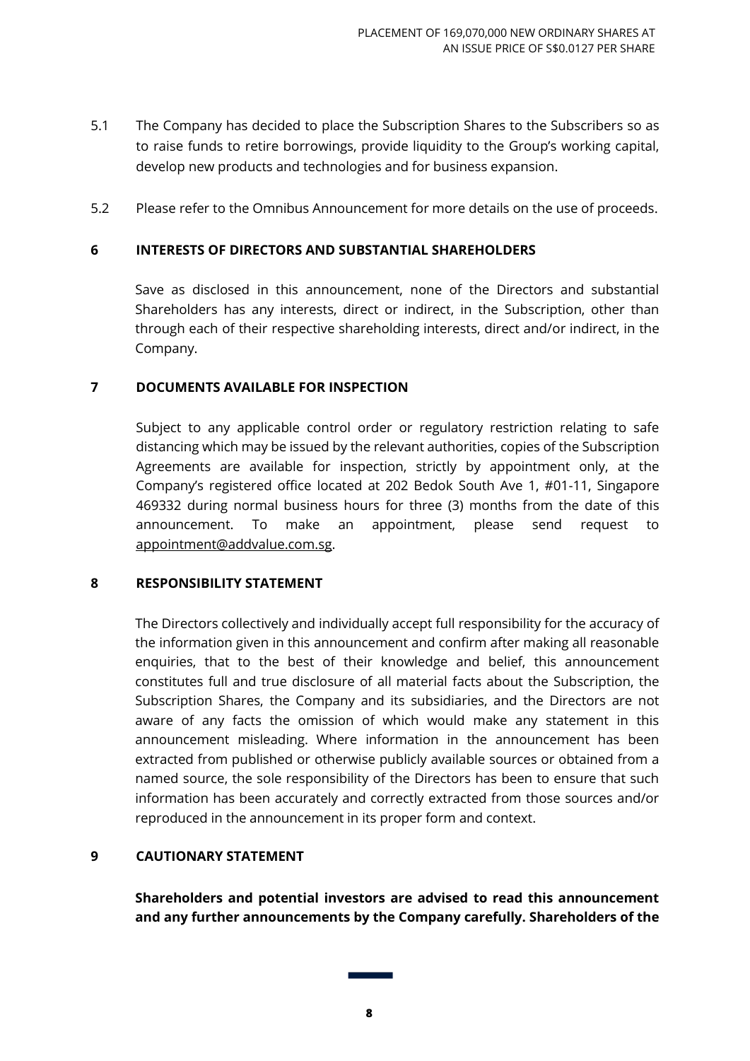5.1 The Company has decided to place the Subscription Shares to the Subscribers so as to raise funds to retire borrowings, provide liquidity to the Group's working capital, develop new products and technologies and for business expansion.

5.2 Please refer to the Omnibus Announcement for more details on the use of proceeds.

## 6 INTERESTS OF DIRECTORS AND SUBSTANTIAL SHAREHOLDERS

Save as disclosed in this announcement, none of the Directors and substantial Shareholders has any interests, direct or indirect, in the Subscription, other than through each of their respective shareholding interests, direct and/or indirect, in the Company.

## 7 DOCUMENTS AVAILABLE FOR INSPECTION

Subject to any applicable control order or regulatory restriction relating to safe distancing which may be issued by the relevant authorities, copies of the Subscription Agreements are available for inspection, strictly by appointment only, at the Company's registered office located at 202 Bedok South Ave 1, #01-11, Singapore 469332 during normal business hours for three (3) months from the date of this announcement. To make an appointment, please send request to appointment@addvalue.com.sg.

## 8 RESPONSIBILITY STATEMENT

The Directors collectively and individually accept full responsibility for the accuracy of the information given in this announcement and confirm after making all reasonable enquiries, that to the best of their knowledge and belief, this announcement constitutes full and true disclosure of all material facts about the Subscription, the Subscription Shares, the Company and its subsidiaries, and the Directors are not aware of any facts the omission of which would make any statement in this announcement misleading. Where information in the announcement has been extracted from published or otherwise publicly available sources or obtained from a named source, the sole responsibility of the Directors has been to ensure that such information has been accurately and correctly extracted from those sources and/or reproduced in the announcement in its proper form and context.

## 9 CAUTIONARY STATEMENT

**Shareholders and potential investors are advised to read this announcement and any further announcements by the Company carefully. Shareholders of the**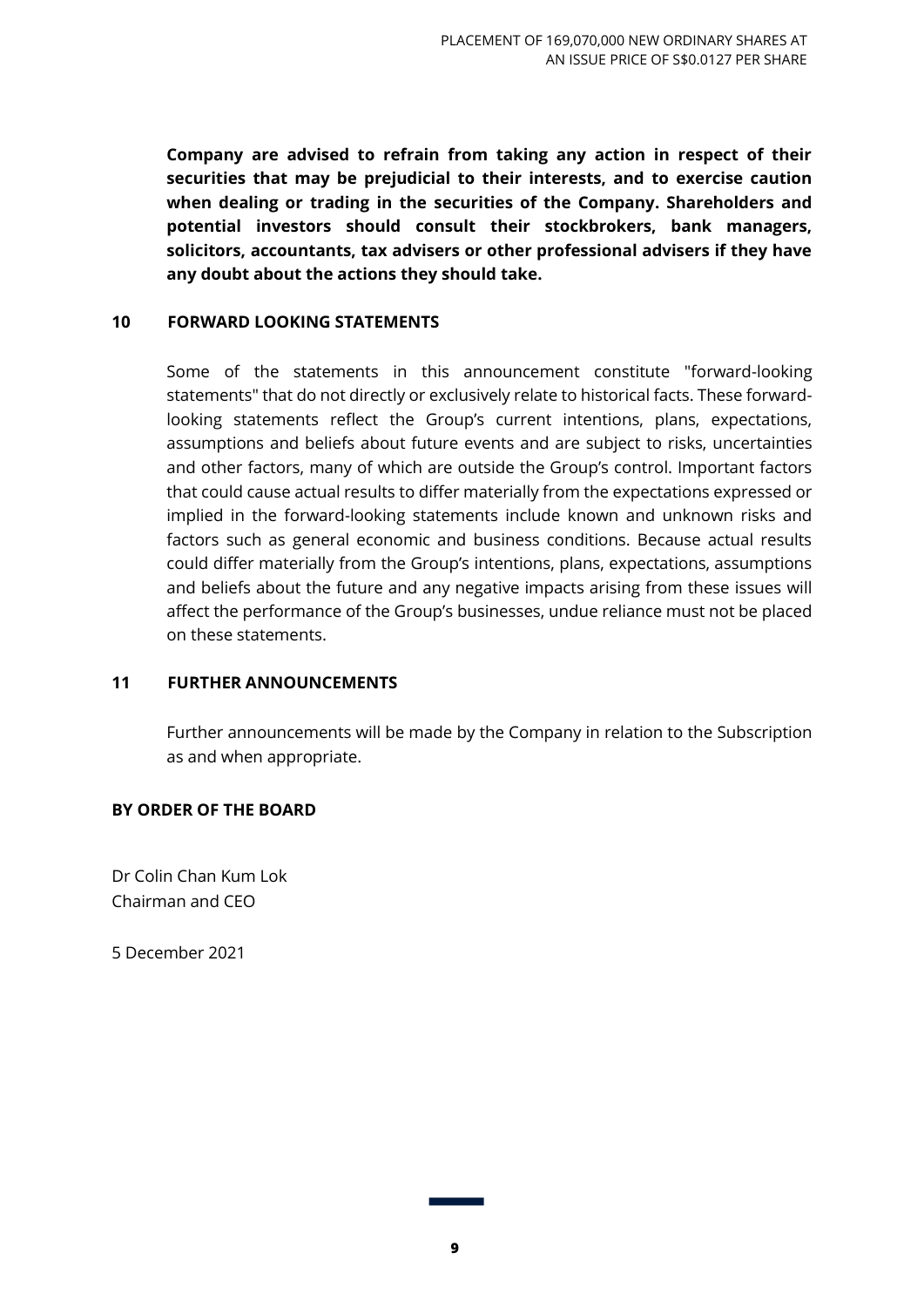**Company are advised to refrain from taking any action in respect of their securities that may be prejudicial to their interests, and to exercise caution when dealing or trading in the securities of the Company. Shareholders and potential investors should consult their stockbrokers, bank managers, solicitors, accountants, tax advisers or other professional advisers if they have any doubt about the actions they should take.**

## 10 FORWARD LOOKING STATEMENTS

Some of the statements in this announcement constitute "forward-looking statements" that do not directly or exclusively relate to historical facts. These forward-looking statements reflect the Group's current intentions, plans, expectations, assumptions and beliefs about future events and are subject to risks, uncertainties and other factors, many of which are outside the Group's control. Important factors that could cause actual results to differ materially from the expectations expressed or implied in the forward-looking statements include known and unknown risks and factors such as general economic and business conditions. Because actual results could differ materially from the Group's intentions, plans, expectations, assumptions and beliefs about the future and any negative impacts arising from these issues will affect the performance of the Group's businesses, undue reliance must not be placed on these statements.

## 11 FURTHER ANNOUNCEMENTS

Further announcements will be made by the Company in relation to the Subscription as and when appropriate.

**BY ORDER OF THE BOARD**

Dr Colin Chan Kum Lok
Chairman and CEO

5 December 2021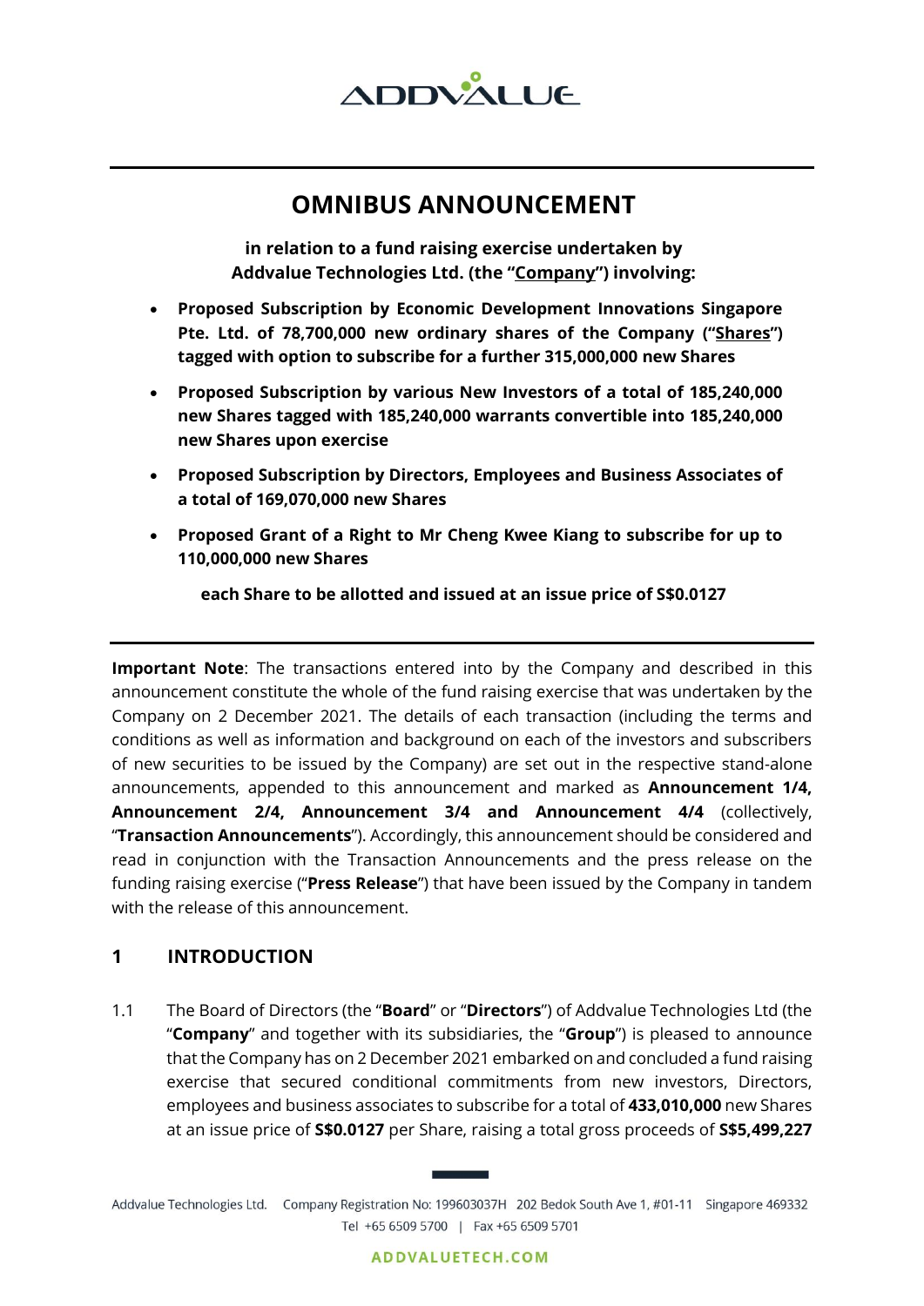# OMNIBUS ANNOUNCEMENT

**in relation to a fund raising exercise undertaken by Addvalue Technologies Ltd. (the "Company") involving:**

- **Proposed Subscription by Economic Development Innovations Singapore Pte. Ltd. of 78,700,000 new ordinary shares of the Company ("Shares") tagged with option to subscribe for a further 315,000,000 new Shares**
- **Proposed Subscription by various New Investors of a total of 185,240,000 new Shares tagged with 185,240,000 warrants convertible into 185,240,000 new Shares upon exercise**
- **Proposed Subscription by Directors, Employees and Business Associates of a total of 169,070,000 new Shares**
- **Proposed Grant of a Right to Mr Cheng Kwee Kiang to subscribe for up to 110,000,000 new Shares**

**each Share to be allotted and issued at an issue price of S$0.0127**

---

**Important Note**: The transactions entered into by the Company and described in this announcement constitute the whole of the fund raising exercise that was undertaken by the Company on 2 December 2021. The details of each transaction (including the terms and conditions as well as information and background on each of the investors and subscribers of new securities to be issued by the Company) are set out in the respective stand-alone announcements, appended to this announcement and marked as **Announcement 1/4, Announcement 2/4, Announcement 3/4 and Announcement 4/4** (collectively, "**Transaction Announcements**"). Accordingly, this announcement should be considered and read in conjunction with the Transaction Announcements and the press release on the funding raising exercise ("**Press Release**") that have been issued by the Company in tandem with the release of this announcement.

## 1 INTRODUCTION

1.1 The Board of Directors (the "**Board**" or "**Directors**") of Addvalue Technologies Ltd (the "**Company**" and together with its subsidiaries, the "**Group**") is pleased to announce that the Company has on 2 December 2021 embarked on and concluded a fund raising exercise that secured conditional commitments from new investors, Directors, employees and business associates to subscribe for a total of **433,010,000** new Shares at an issue price of **S$0.0127** per Share, raising a total gross proceeds of **S$5,499,227**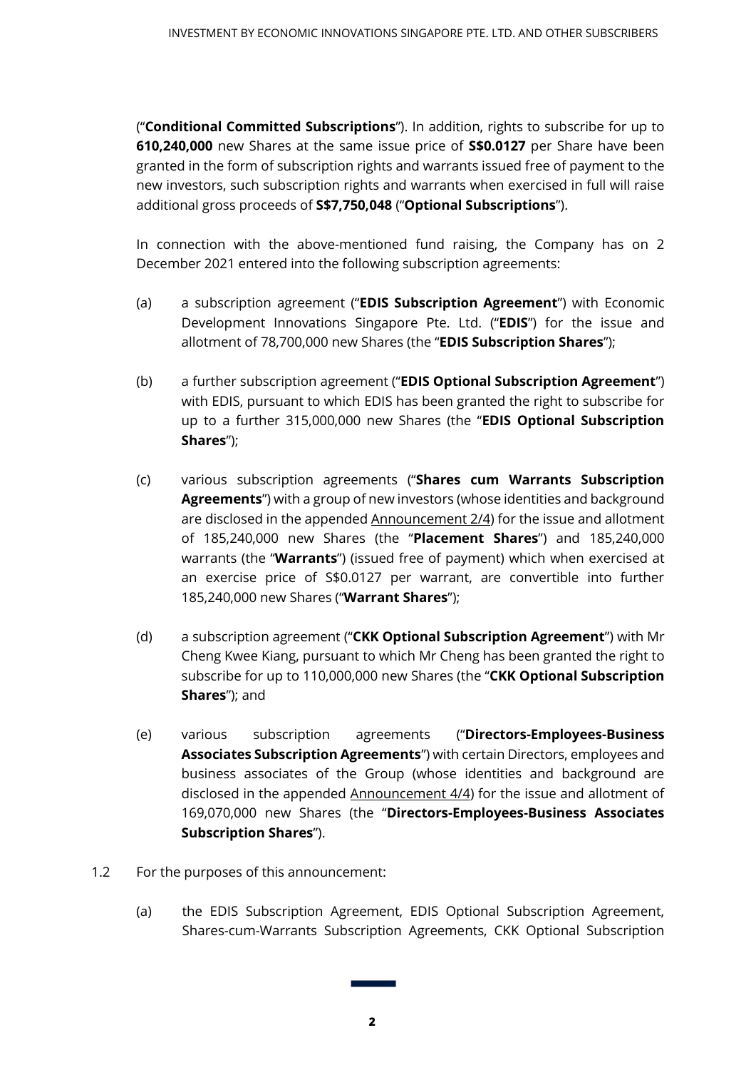("**Conditional Committed Subscriptions**"). In addition, rights to subscribe for up to **610,240,000** new Shares at the same issue price of **S$0.0127** per Share have been granted in the form of subscription rights and warrants issued free of payment to the new investors, such subscription rights and warrants when exercised in full will raise additional gross proceeds of **S$7,750,048** ("**Optional Subscriptions**").

In connection with the above-mentioned fund raising, the Company has on 2 December 2021 entered into the following subscription agreements:

(a) a subscription agreement ("**EDIS Subscription Agreement**") with Economic Development Innovations Singapore Pte. Ltd. ("**EDIS**") for the issue and allotment of 78,700,000 new Shares (the "**EDIS Subscription Shares**");

(b) a further subscription agreement ("**EDIS Optional Subscription Agreement**") with EDIS, pursuant to which EDIS has been granted the right to subscribe for up to a further 315,000,000 new Shares (the "**EDIS Optional Subscription Shares**");

(c) various subscription agreements ("**Shares cum Warrants Subscription Agreements**") with a group of new investors (whose identities and background are disclosed in the appended Announcement 2/4) for the issue and allotment of 185,240,000 new Shares (the "**Placement Shares**") and 185,240,000 warrants (the "**Warrants**") (issued free of payment) which when exercised at an exercise price of S$0.0127 per warrant, are convertible into further 185,240,000 new Shares ("**Warrant Shares**");

(d) a subscription agreement ("**CKK Optional Subscription Agreement**") with Mr Cheng Kwee Kiang, pursuant to which Mr Cheng has been granted the right to subscribe for up to 110,000,000 new Shares (the "**CKK Optional Subscription Shares**"); and

(e) various subscription agreements ("**Directors-Employees-Business Associates Subscription Agreements**") with certain Directors, employees and business associates of the Group (whose identities and background are disclosed in the appended Announcement 4/4) for the issue and allotment of 169,070,000 new Shares (the "**Directors-Employees-Business Associates Subscription Shares**").

1.2 For the purposes of this announcement:

(a) the EDIS Subscription Agreement, EDIS Optional Subscription Agreement, Shares-cum-Warrants Subscription Agreements, CKK Optional Subscription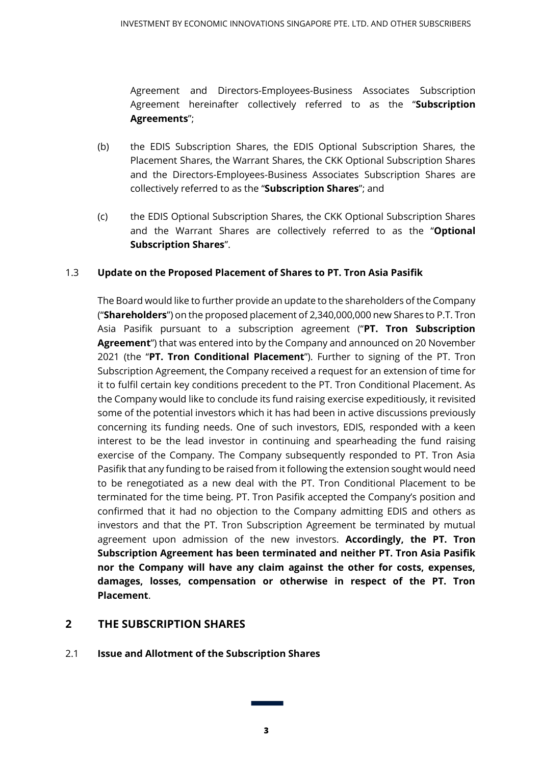Agreement and Directors-Employees-Business Associates Subscription Agreement hereinafter collectively referred to as the "**Subscription Agreements**";

(b) the EDIS Subscription Shares, the EDIS Optional Subscription Shares, the Placement Shares, the Warrant Shares, the CKK Optional Subscription Shares and the Directors-Employees-Business Associates Subscription Shares are collectively referred to as the "**Subscription Shares**"; and

(c) the EDIS Optional Subscription Shares, the CKK Optional Subscription Shares and the Warrant Shares are collectively referred to as the "**Optional Subscription Shares**".

### 1.3 Update on the Proposed Placement of Shares to PT. Tron Asia Pasifik

The Board would like to further provide an update to the shareholders of the Company ("**Shareholders**") on the proposed placement of 2,340,000,000 new Shares to P.T. Tron Asia Pasifik pursuant to a subscription agreement ("**PT. Tron Subscription Agreement**") that was entered into by the Company and announced on 20 November 2021 (the "**PT. Tron Conditional Placement**"). Further to signing of the PT. Tron Subscription Agreement, the Company received a request for an extension of time for it to fulfil certain key conditions precedent to the PT. Tron Conditional Placement. As the Company would like to conclude its fund raising exercise expeditiously, it revisited some of the potential investors which it has had been in active discussions previously concerning its funding needs. One of such investors, EDIS, responded with a keen interest to be the lead investor in continuing and spearheading the fund raising exercise of the Company. The Company subsequently responded to PT. Tron Asia Pasifik that any funding to be raised from it following the extension sought would need to be renegotiated as a new deal with the PT. Tron Conditional Placement to be terminated for the time being. PT. Tron Pasifik accepted the Company's position and confirmed that it had no objection to the Company admitting EDIS and others as investors and that the PT. Tron Subscription Agreement be terminated by mutual agreement upon admission of the new investors. **Accordingly, the PT. Tron Subscription Agreement has been terminated and neither PT. Tron Asia Pasifik nor the Company will have any claim against the other for costs, expenses, damages, losses, compensation or otherwise in respect of the PT. Tron Placement**.

## 2 THE SUBSCRIPTION SHARES

### 2.1 Issue and Allotment of the Subscription Shares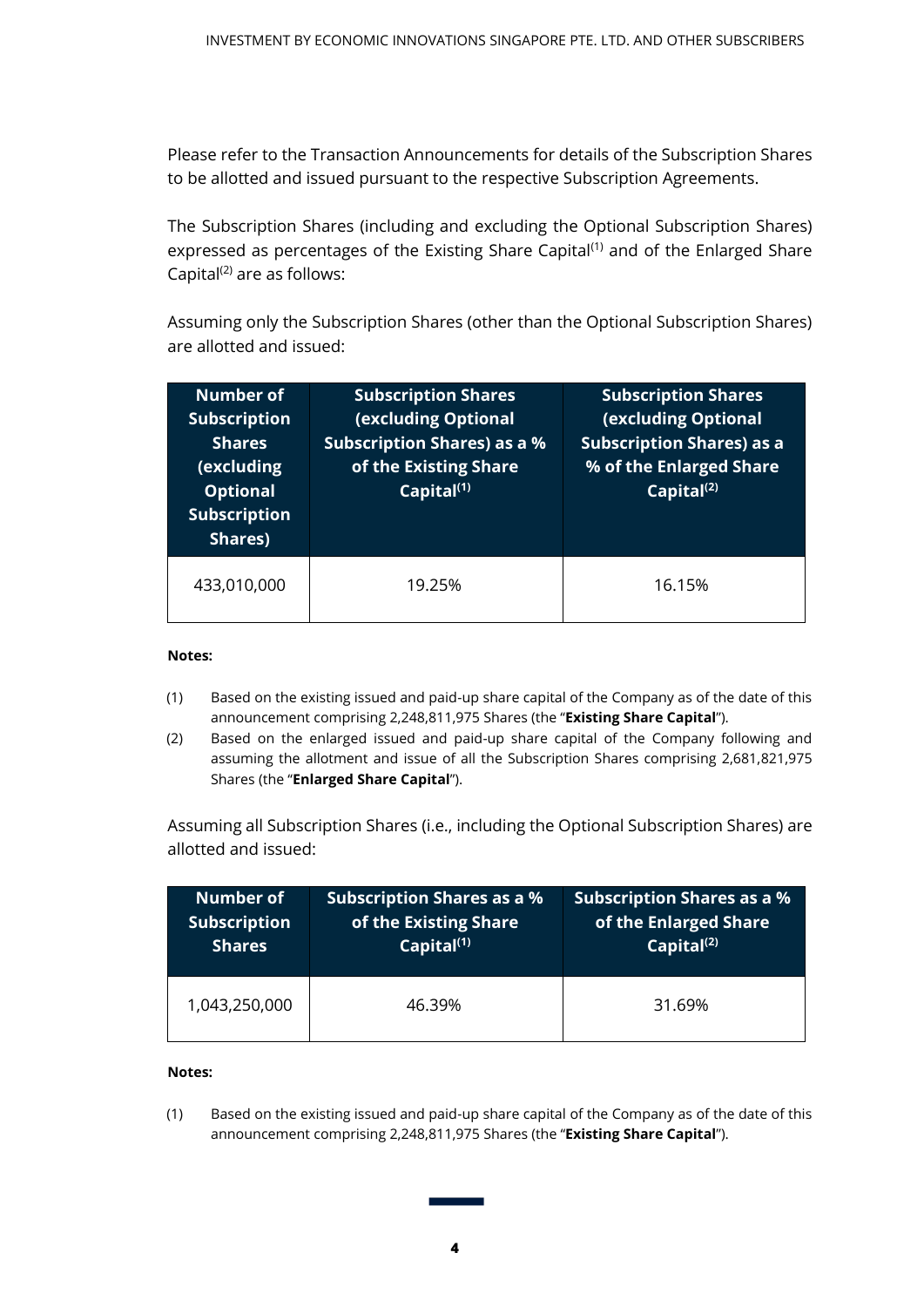Please refer to the Transaction Announcements for details of the Subscription Shares to be allotted and issued pursuant to the respective Subscription Agreements.

The Subscription Shares (including and excluding the Optional Subscription Shares) expressed as percentages of the Existing Share Capital(1) and of the Enlarged Share Capital(2) are as follows:

Assuming only the Subscription Shares (other than the Optional Subscription Shares) are allotted and issued:

| Number of Subscription Shares (excluding Optional Subscription Shares) | Subscription Shares (excluding Optional Subscription Shares) as a % of the Existing Share Capital(1) | Subscription Shares (excluding Optional Subscription Shares) as a % of the Enlarged Share Capital(2) |
|---|---|---|
| 433,010,000 | 19.25% | 16.15% |

**Notes:**

(1) Based on the existing issued and paid-up share capital of the Company as of the date of this announcement comprising 2,248,811,975 Shares (the "**Existing Share Capital**").

(2) Based on the enlarged issued and paid-up share capital of the Company following and assuming the allotment and issue of all the Subscription Shares comprising 2,681,821,975 Shares (the "**Enlarged Share Capital**").

Assuming all Subscription Shares (i.e., including the Optional Subscription Shares) are allotted and issued:

| Number of Subscription Shares | Subscription Shares as a % of the Existing Share Capital(1) | Subscription Shares as a % of the Enlarged Share Capital(2) |
|---|---|---|
| 1,043,250,000 | 46.39% | 31.69% |

**Notes:**

(1) Based on the existing issued and paid-up share capital of the Company as of the date of this announcement comprising 2,248,811,975 Shares (the "**Existing Share Capital**").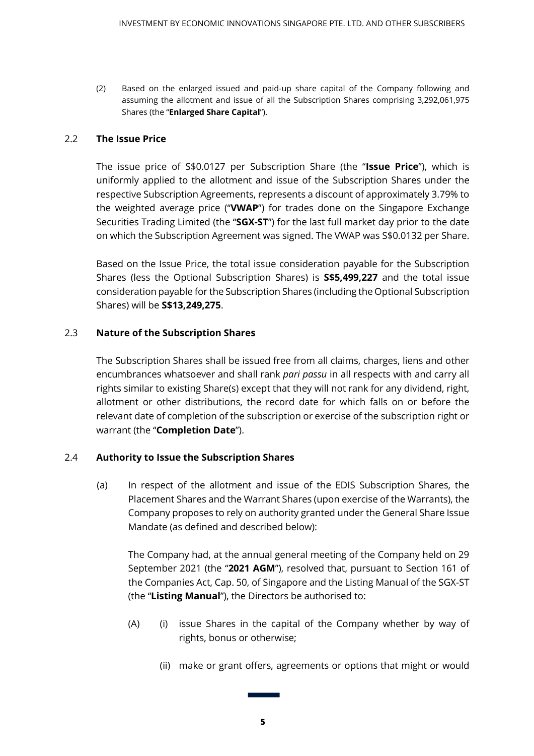(2) Based on the enlarged issued and paid-up share capital of the Company following and assuming the allotment and issue of all the Subscription Shares comprising 3,292,061,975 Shares (the "**Enlarged Share Capital**").

### 2.2 The Issue Price

The issue price of S$0.0127 per Subscription Share (the "**Issue Price**"), which is uniformly applied to the allotment and issue of the Subscription Shares under the respective Subscription Agreements, represents a discount of approximately 3.79% to the weighted average price ("**VWAP**") for trades done on the Singapore Exchange Securities Trading Limited (the "**SGX-ST**") for the last full market day prior to the date on which the Subscription Agreement was signed. The VWAP was S$0.0132 per Share.

Based on the Issue Price, the total issue consideration payable for the Subscription Shares (less the Optional Subscription Shares) is **S$5,499,227** and the total issue consideration payable for the Subscription Shares (including the Optional Subscription Shares) will be **S$13,249,275**.

### 2.3 Nature of the Subscription Shares

The Subscription Shares shall be issued free from all claims, charges, liens and other encumbrances whatsoever and shall rank *pari passu* in all respects with and carry all rights similar to existing Share(s) except that they will not rank for any dividend, right, allotment or other distributions, the record date for which falls on or before the relevant date of completion of the subscription or exercise of the subscription right or warrant (the "**Completion Date**").

### 2.4 Authority to Issue the Subscription Shares

(a) In respect of the allotment and issue of the EDIS Subscription Shares, the Placement Shares and the Warrant Shares (upon exercise of the Warrants), the Company proposes to rely on authority granted under the General Share Issue Mandate (as defined and described below):

The Company had, at the annual general meeting of the Company held on 29 September 2021 (the "**2021 AGM**"), resolved that, pursuant to Section 161 of the Companies Act, Cap. 50, of Singapore and the Listing Manual of the SGX-ST (the "**Listing Manual**"), the Directors be authorised to:

(A) (i) issue Shares in the capital of the Company whether by way of rights, bonus or otherwise;

(ii) make or grant offers, agreements or options that might or would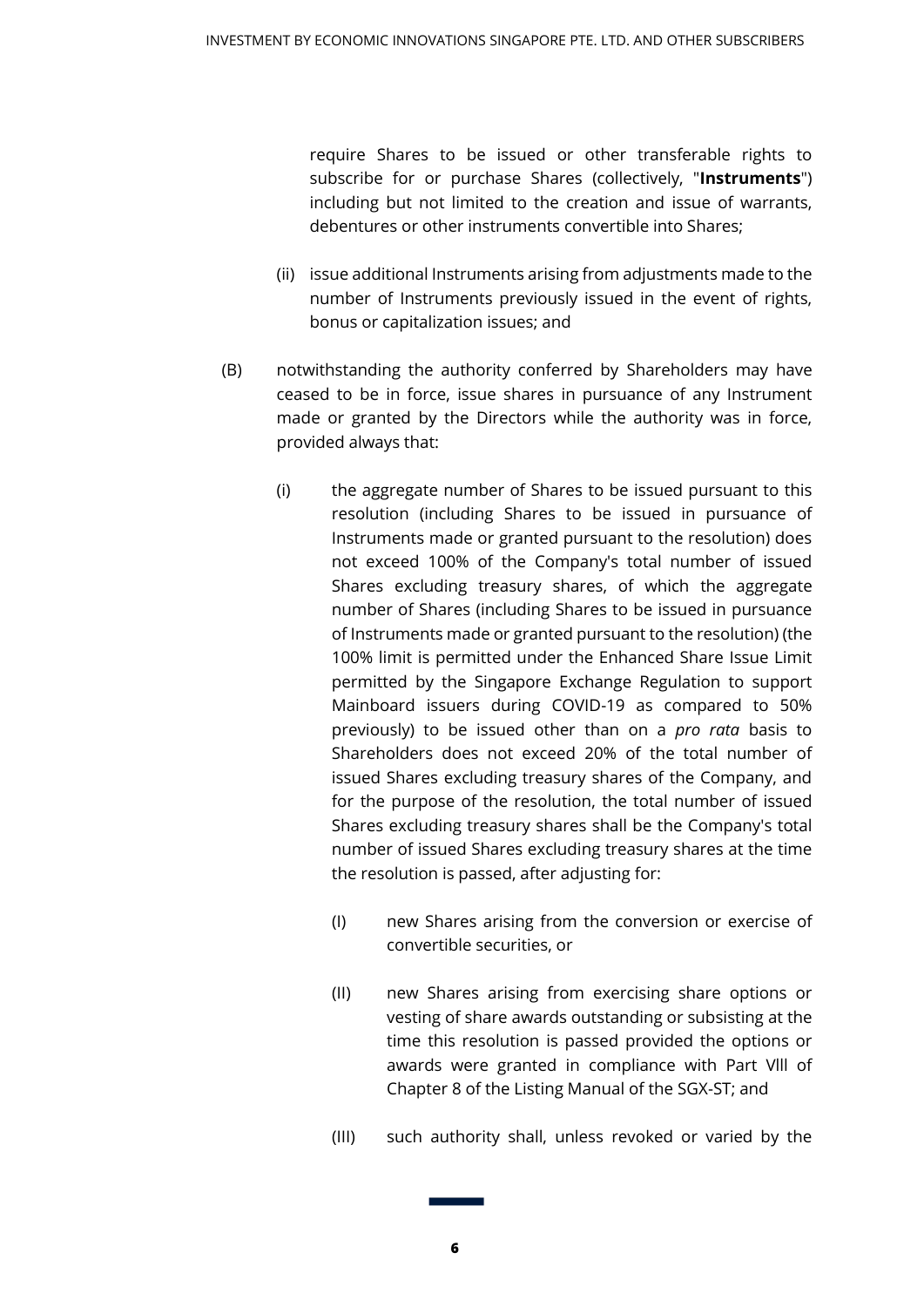require Shares to be issued or other transferable rights to subscribe for or purchase Shares (collectively, "**Instruments**") including but not limited to the creation and issue of warrants, debentures or other instruments convertible into Shares;

(ii) issue additional Instruments arising from adjustments made to the number of Instruments previously issued in the event of rights, bonus or capitalization issues; and

(B) notwithstanding the authority conferred by Shareholders may have ceased to be in force, issue shares in pursuance of any Instrument made or granted by the Directors while the authority was in force, provided always that:

(i) the aggregate number of Shares to be issued pursuant to this resolution (including Shares to be issued in pursuance of Instruments made or granted pursuant to the resolution) does not exceed 100% of the Company's total number of issued Shares excluding treasury shares, of which the aggregate number of Shares (including Shares to be issued in pursuance of Instruments made or granted pursuant to the resolution) (the 100% limit is permitted under the Enhanced Share Issue Limit permitted by the Singapore Exchange Regulation to support Mainboard issuers during COVID-19 as compared to 50% previously) to be issued other than on a *pro rata* basis to Shareholders does not exceed 20% of the total number of issued Shares excluding treasury shares of the Company, and for the purpose of the resolution, the total number of issued Shares excluding treasury shares shall be the Company's total number of issued Shares excluding treasury shares at the time the resolution is passed, after adjusting for:

(I) new Shares arising from the conversion or exercise of convertible securities, or

(II) new Shares arising from exercising share options or vesting of share awards outstanding or subsisting at the time this resolution is passed provided the options or awards were granted in compliance with Part Vlll of Chapter 8 of the Listing Manual of the SGX-ST; and

(III) such authority shall, unless revoked or varied by the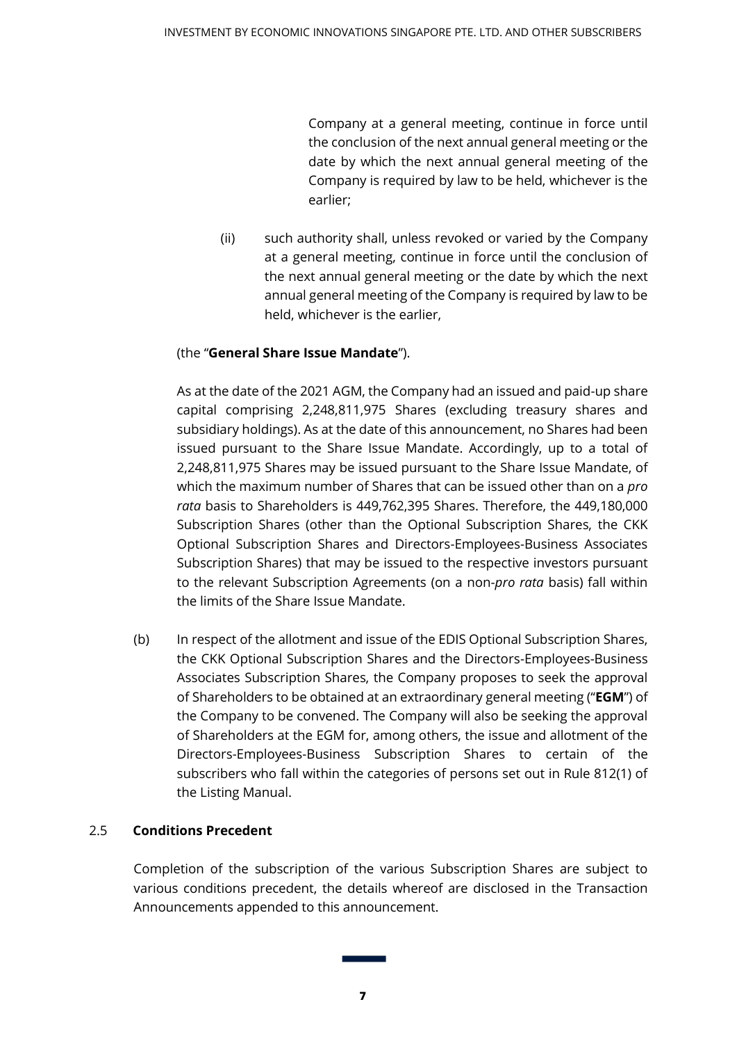Company at a general meeting, continue in force until the conclusion of the next annual general meeting or the date by which the next annual general meeting of the Company is required by law to be held, whichever is the earlier;

(ii) such authority shall, unless revoked or varied by the Company at a general meeting, continue in force until the conclusion of the next annual general meeting or the date by which the next annual general meeting of the Company is required by law to be held, whichever is the earlier,

(the "**General Share Issue Mandate**").

As at the date of the 2021 AGM, the Company had an issued and paid-up share capital comprising 2,248,811,975 Shares (excluding treasury shares and subsidiary holdings). As at the date of this announcement, no Shares had been issued pursuant to the Share Issue Mandate. Accordingly, up to a total of 2,248,811,975 Shares may be issued pursuant to the Share Issue Mandate, of which the maximum number of Shares that can be issued other than on a *pro rata* basis to Shareholders is 449,762,395 Shares. Therefore, the 449,180,000 Subscription Shares (other than the Optional Subscription Shares, the CKK Optional Subscription Shares and Directors-Employees-Business Associates Subscription Shares) that may be issued to the respective investors pursuant to the relevant Subscription Agreements (on a non-*pro rata* basis) fall within the limits of the Share Issue Mandate.

(b) In respect of the allotment and issue of the EDIS Optional Subscription Shares, the CKK Optional Subscription Shares and the Directors-Employees-Business Associates Subscription Shares, the Company proposes to seek the approval of Shareholders to be obtained at an extraordinary general meeting ("**EGM**") of the Company to be convened. The Company will also be seeking the approval of Shareholders at the EGM for, among others, the issue and allotment of the Directors-Employees-Business Subscription Shares to certain of the subscribers who fall within the categories of persons set out in Rule 812(1) of the Listing Manual.

## 2.5 Conditions Precedent

Completion of the subscription of the various Subscription Shares are subject to various conditions precedent, the details whereof are disclosed in the Transaction Announcements appended to this announcement.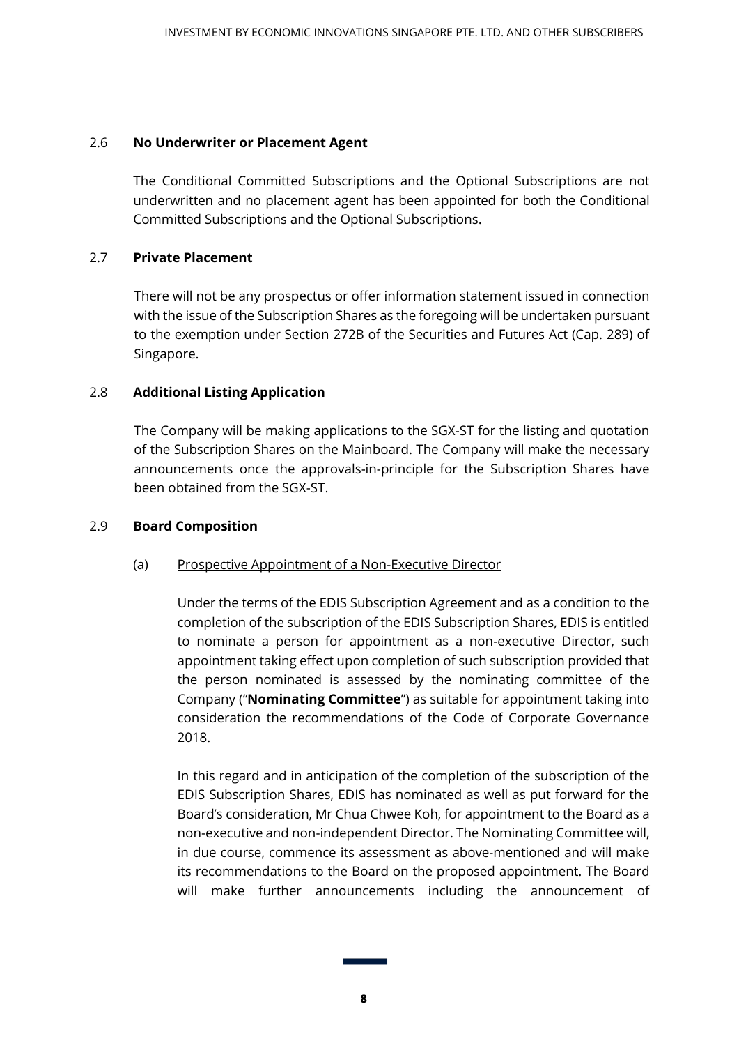### 2.6 **No Underwriter or Placement Agent**

The Conditional Committed Subscriptions and the Optional Subscriptions are not underwritten and no placement agent has been appointed for both the Conditional Committed Subscriptions and the Optional Subscriptions.

### 2.7 **Private Placement**

There will not be any prospectus or offer information statement issued in connection with the issue of the Subscription Shares as the foregoing will be undertaken pursuant to the exemption under Section 272B of the Securities and Futures Act (Cap. 289) of Singapore.

### 2.8 **Additional Listing Application**

The Company will be making applications to the SGX-ST for the listing and quotation of the Subscription Shares on the Mainboard. The Company will make the necessary announcements once the approvals-in-principle for the Subscription Shares have been obtained from the SGX-ST.

### 2.9 **Board Composition**

(a) Prospective Appointment of a Non-Executive Director

Under the terms of the EDIS Subscription Agreement and as a condition to the completion of the subscription of the EDIS Subscription Shares, EDIS is entitled to nominate a person for appointment as a non-executive Director, such appointment taking effect upon completion of such subscription provided that the person nominated is assessed by the nominating committee of the Company ("**Nominating Committee**") as suitable for appointment taking into consideration the recommendations of the Code of Corporate Governance 2018.

In this regard and in anticipation of the completion of the subscription of the EDIS Subscription Shares, EDIS has nominated as well as put forward for the Board's consideration, Mr Chua Chwee Koh, for appointment to the Board as a non-executive and non-independent Director. The Nominating Committee will, in due course, commence its assessment as above-mentioned and will make its recommendations to the Board on the proposed appointment. The Board will make further announcements including the announcement of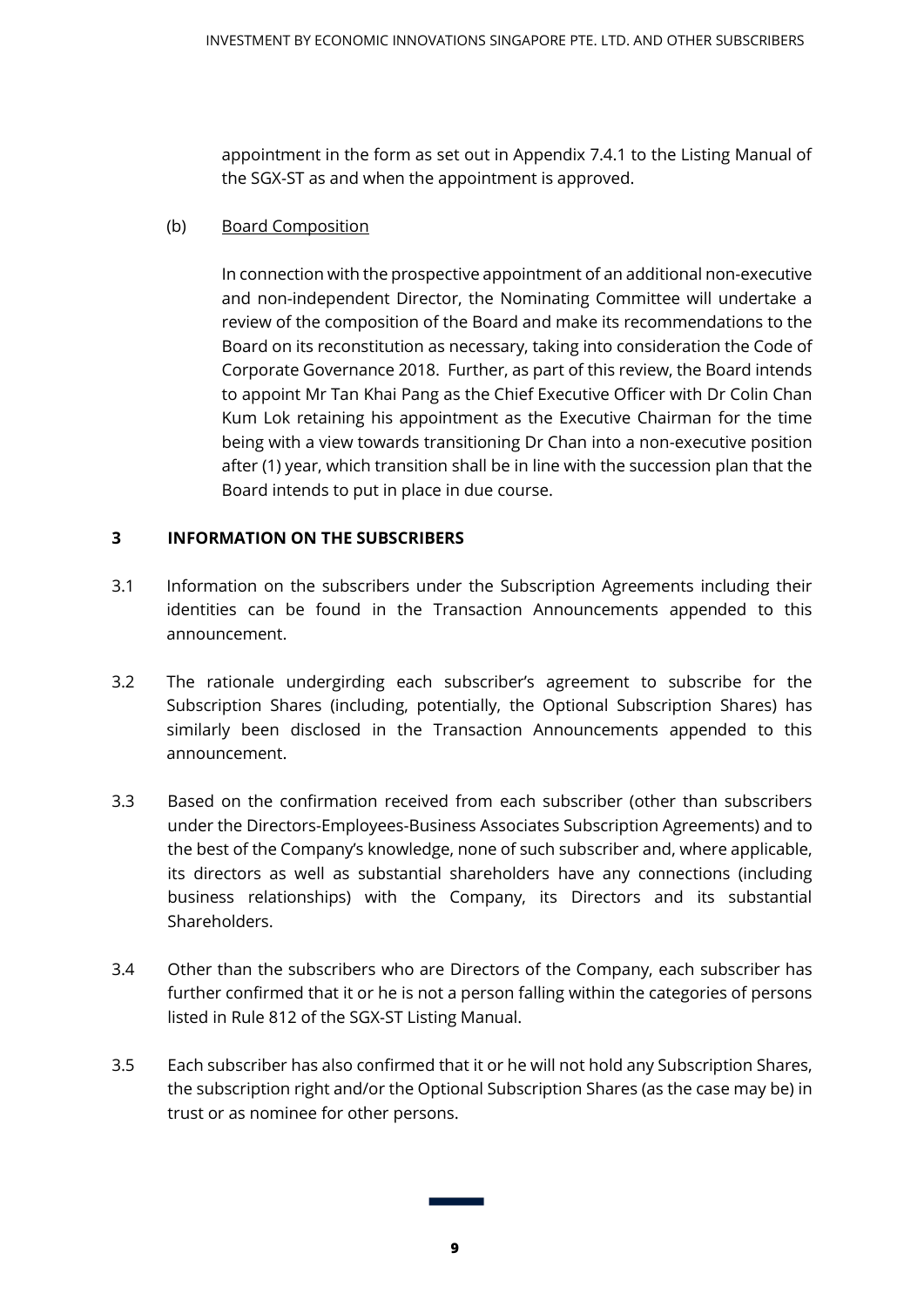appointment in the form as set out in Appendix 7.4.1 to the Listing Manual of the SGX-ST as and when the appointment is approved.

(b) Board Composition

In connection with the prospective appointment of an additional non-executive and non-independent Director, the Nominating Committee will undertake a review of the composition of the Board and make its recommendations to the Board on its reconstitution as necessary, taking into consideration the Code of Corporate Governance 2018. Further, as part of this review, the Board intends to appoint Mr Tan Khai Pang as the Chief Executive Officer with Dr Colin Chan Kum Lok retaining his appointment as the Executive Chairman for the time being with a view towards transitioning Dr Chan into a non-executive position after (1) year, which transition shall be in line with the succession plan that the Board intends to put in place in due course.

## 3 INFORMATION ON THE SUBSCRIBERS

3.1 Information on the subscribers under the Subscription Agreements including their identities can be found in the Transaction Announcements appended to this announcement.

3.2 The rationale undergirding each subscriber's agreement to subscribe for the Subscription Shares (including, potentially, the Optional Subscription Shares) has similarly been disclosed in the Transaction Announcements appended to this announcement.

3.3 Based on the confirmation received from each subscriber (other than subscribers under the Directors-Employees-Business Associates Subscription Agreements) and to the best of the Company's knowledge, none of such subscriber and, where applicable, its directors as well as substantial shareholders have any connections (including business relationships) with the Company, its Directors and its substantial Shareholders.

3.4 Other than the subscribers who are Directors of the Company, each subscriber has further confirmed that it or he is not a person falling within the categories of persons listed in Rule 812 of the SGX-ST Listing Manual.

3.5 Each subscriber has also confirmed that it or he will not hold any Subscription Shares, the subscription right and/or the Optional Subscription Shares (as the case may be) in trust or as nominee for other persons.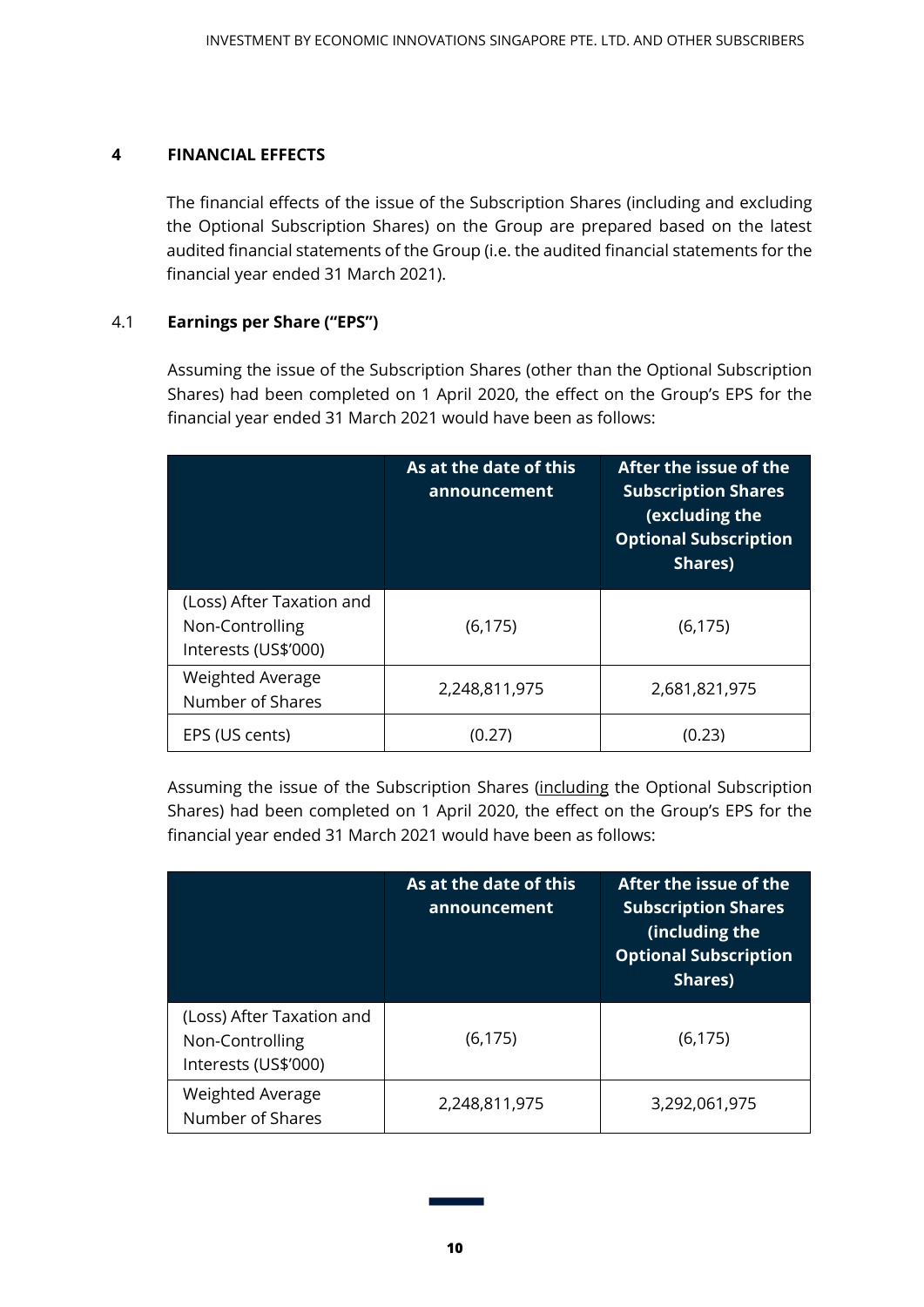## 4 FINANCIAL EFFECTS

The financial effects of the issue of the Subscription Shares (including and excluding the Optional Subscription Shares) on the Group are prepared based on the latest audited financial statements of the Group (i.e. the audited financial statements for the financial year ended 31 March 2021).

### 4.1 Earnings per Share ("EPS")

Assuming the issue of the Subscription Shares (other than the Optional Subscription Shares) had been completed on 1 April 2020, the effect on the Group's EPS for the financial year ended 31 March 2021 would have been as follows:

| | As at the date of this announcement | After the issue of the Subscription Shares (excluding the Optional Subscription Shares) |
|---|---|---|
| (Loss) After Taxation and Non-Controlling Interests (US$'000) | (6,175) | (6,175) |
| Weighted Average Number of Shares | 2,248,811,975 | 2,681,821,975 |
| EPS (US cents) | (0.27) | (0.23) |

Assuming the issue of the Subscription Shares (<u>including</u> the Optional Subscription Shares) had been completed on 1 April 2020, the effect on the Group's EPS for the financial year ended 31 March 2021 would have been as follows:

| | As at the date of this announcement | After the issue of the Subscription Shares (including the Optional Subscription Shares) |
|---|---|---|
| (Loss) After Taxation and Non-Controlling Interests (US$'000) | (6,175) | (6,175) |
| Weighted Average Number of Shares | 2,248,811,975 | 3,292,061,975 |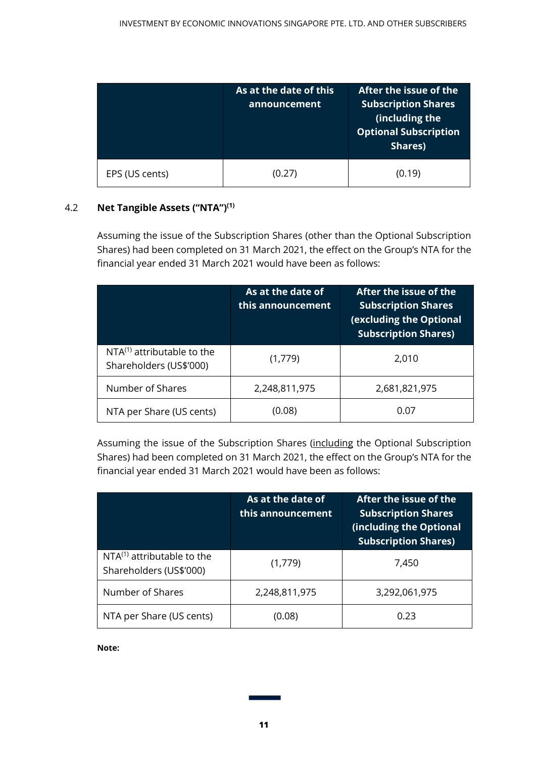| | As at the date of this announcement | After the issue of the Subscription Shares (including the Optional Subscription Shares) |
|---|---|---|
| EPS (US cents) | (0.27) | (0.19) |

4.2 **Net Tangible Assets ("NTA")[(1)]**

Assuming the issue of the Subscription Shares (other than the Optional Subscription Shares) had been completed on 31 March 2021, the effect on the Group's NTA for the financial year ended 31 March 2021 would have been as follows:

| | As at the date of this announcement | After the issue of the Subscription Shares (excluding the Optional Subscription Shares) |
|---|---|---|
| NTA[(1)] attributable to the Shareholders (US$'000) | (1,779) | 2,010 |
| Number of Shares | 2,248,811,975 | 2,681,821,975 |
| NTA per Share (US cents) | (0.08) | 0.07 |

Assuming the issue of the Subscription Shares (including the Optional Subscription Shares) had been completed on 31 March 2021, the effect on the Group's NTA for the financial year ended 31 March 2021 would have been as follows:

| | As at the date of this announcement | After the issue of the Subscription Shares (including the Optional Subscription Shares) |
|---|---|---|
| NTA[(1)] attributable to the Shareholders (US$'000) | (1,779) | 7,450 |
| Number of Shares | 2,248,811,975 | 3,292,061,975 |
| NTA per Share (US cents) | (0.08) | 0.23 |

**Note:**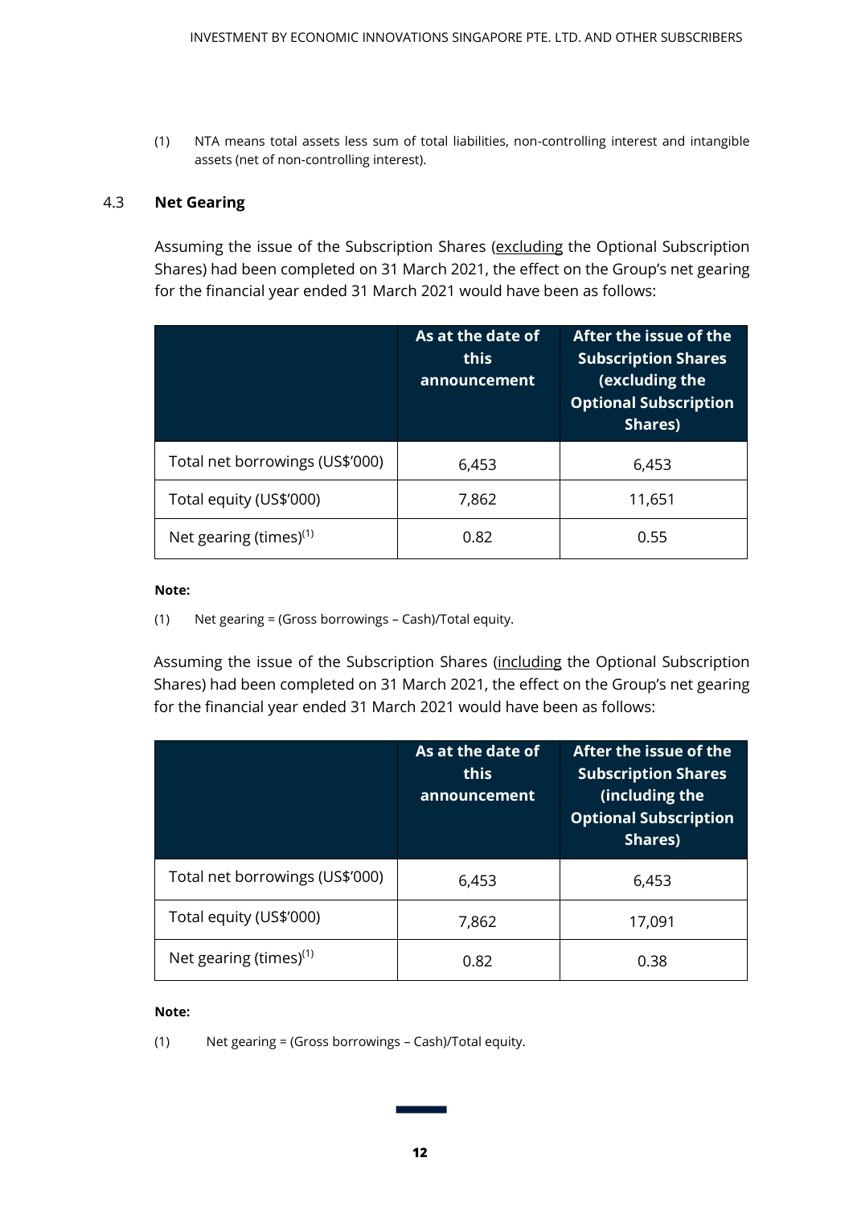(1) NTA means total assets less sum of total liabilities, non-controlling interest and intangible assets (net of non-controlling interest).

### 4.3 Net Gearing

Assuming the issue of the Subscription Shares (excluding the Optional Subscription Shares) had been completed on 31 March 2021, the effect on the Group's net gearing for the financial year ended 31 March 2021 would have been as follows:

| | As at the date of this announcement | After the issue of the Subscription Shares (excluding the Optional Subscription Shares) |
|---|---|---|
| Total net borrowings (US$'000) | 6,453 | 6,453 |
| Total equity (US$'000) | 7,862 | 11,651 |
| Net gearing (times)[(1)] | 0.82 | 0.55 |

**Note:**

(1) Net gearing = (Gross borrowings – Cash)/Total equity.

Assuming the issue of the Subscription Shares (including the Optional Subscription Shares) had been completed on 31 March 2021, the effect on the Group's net gearing for the financial year ended 31 March 2021 would have been as follows:

| | As at the date of this announcement | After the issue of the Subscription Shares (including the Optional Subscription Shares) |
|---|---|---|
| Total net borrowings (US$'000) | 6,453 | 6,453 |
| Total equity (US$'000) | 7,862 | 17,091 |
| Net gearing (times)[(1)] | 0.82 | 0.38 |

**Note:**

(1) Net gearing = (Gross borrowings – Cash)/Total equity.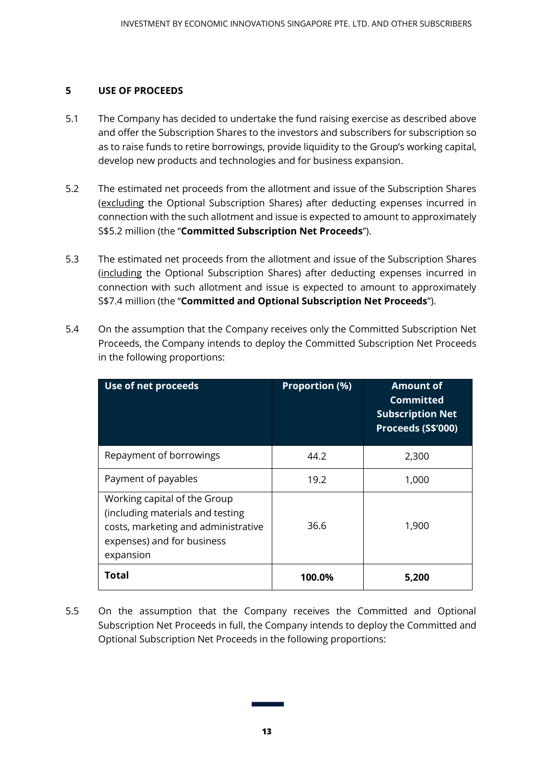## 5 USE OF PROCEEDS

5.1 The Company has decided to undertake the fund raising exercise as described above and offer the Subscription Shares to the investors and subscribers for subscription so as to raise funds to retire borrowings, provide liquidity to the Group's working capital, develop new products and technologies and for business expansion.

5.2 The estimated net proceeds from the allotment and issue of the Subscription Shares (excluding the Optional Subscription Shares) after deducting expenses incurred in connection with the such allotment and issue is expected to amount to approximately S$5.2 million (the "**Committed Subscription Net Proceeds**").

5.3 The estimated net proceeds from the allotment and issue of the Subscription Shares (including the Optional Subscription Shares) after deducting expenses incurred in connection with such allotment and issue is expected to amount to approximately S$7.4 million (the "**Committed and Optional Subscription Net Proceeds**").

5.4 On the assumption that the Company receives only the Committed Subscription Net Proceeds, the Company intends to deploy the Committed Subscription Net Proceeds in the following proportions:

| Use of net proceeds | Proportion (%) | Amount of Committed Subscription Net Proceeds (S$'000) |
|---|---|---|
| Repayment of borrowings | 44.2 | 2,300 |
| Payment of payables | 19.2 | 1,000 |
| Working capital of the Group (including materials and testing costs, marketing and administrative expenses) and for business expansion | 36.6 | 1,900 |
| **Total** | **100.0%** | **5,200** |

5.5 On the assumption that the Company receives the Committed and Optional Subscription Net Proceeds in full, the Company intends to deploy the Committed and Optional Subscription Net Proceeds in the following proportions: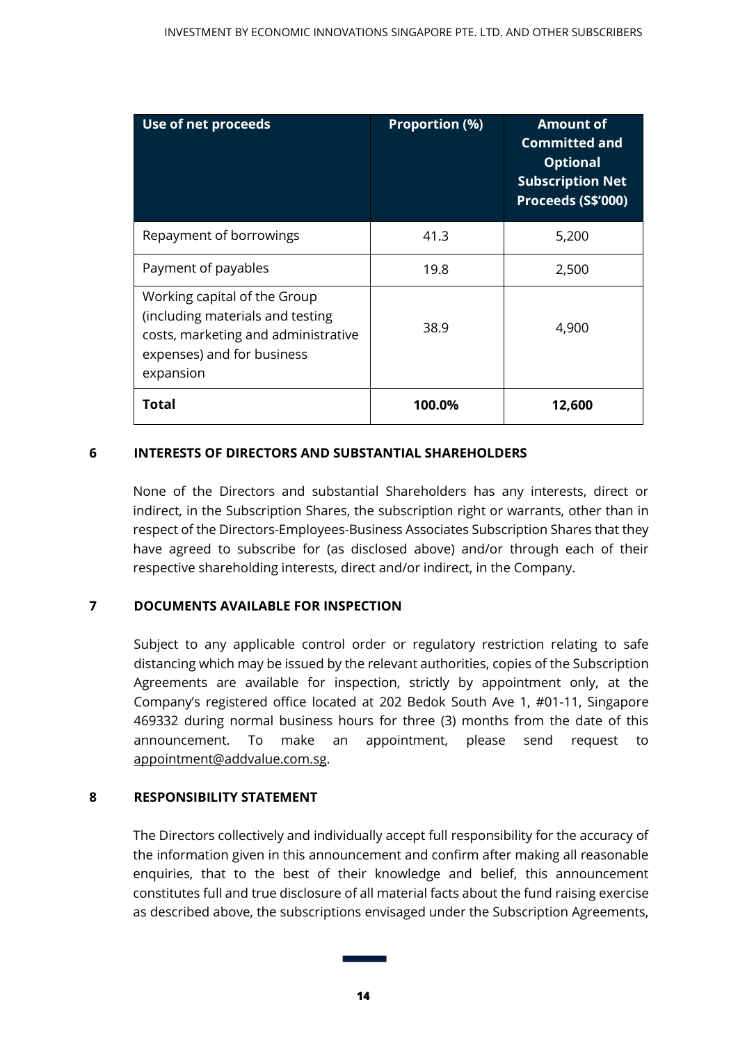| Use of net proceeds | Proportion (%) | Amount of Committed and Optional Subscription Net Proceeds (S$'000) |
|---|---|---|
| Repayment of borrowings | 41.3 | 5,200 |
| Payment of payables | 19.8 | 2,500 |
| Working capital of the Group (including materials and testing costs, marketing and administrative expenses) and for business expansion | 38.9 | 4,900 |
| **Total** | **100.0%** | **12,600** |

## 6 INTERESTS OF DIRECTORS AND SUBSTANTIAL SHAREHOLDERS

None of the Directors and substantial Shareholders has any interests, direct or indirect, in the Subscription Shares, the subscription right or warrants, other than in respect of the Directors-Employees-Business Associates Subscription Shares that they have agreed to subscribe for (as disclosed above) and/or through each of their respective shareholding interests, direct and/or indirect, in the Company.

## 7 DOCUMENTS AVAILABLE FOR INSPECTION

Subject to any applicable control order or regulatory restriction relating to safe distancing which may be issued by the relevant authorities, copies of the Subscription Agreements are available for inspection, strictly by appointment only, at the Company's registered office located at 202 Bedok South Ave 1, #01-11, Singapore 469332 during normal business hours for three (3) months from the date of this announcement. To make an appointment, please send request to appointment@addvalue.com.sg.

## 8 RESPONSIBILITY STATEMENT

The Directors collectively and individually accept full responsibility for the accuracy of the information given in this announcement and confirm after making all reasonable enquiries, that to the best of their knowledge and belief, this announcement constitutes full and true disclosure of all material facts about the fund raising exercise as described above, the subscriptions envisaged under the Subscription Agreements,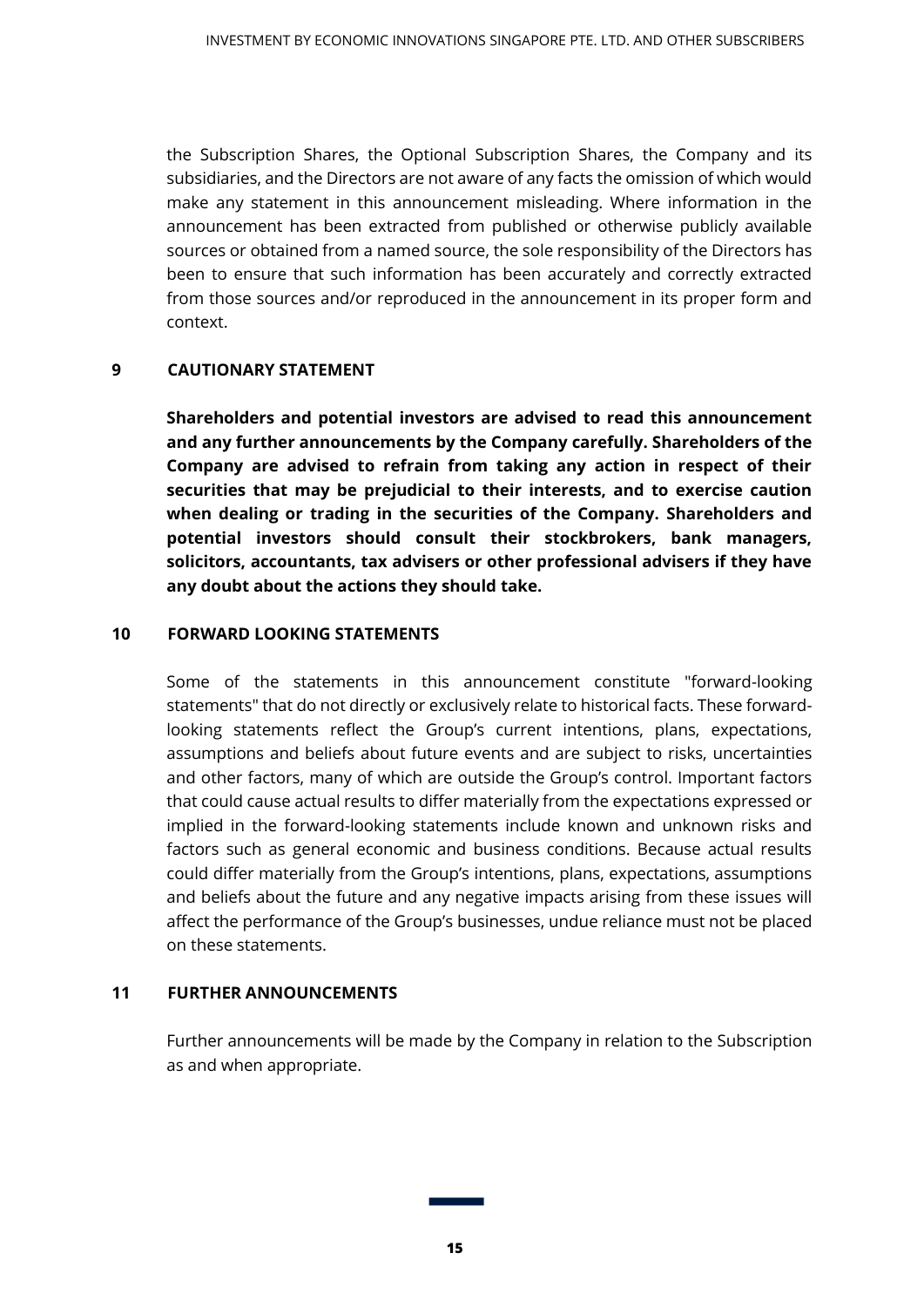the Subscription Shares, the Optional Subscription Shares, the Company and its subsidiaries, and the Directors are not aware of any facts the omission of which would make any statement in this announcement misleading. Where information in the announcement has been extracted from published or otherwise publicly available sources or obtained from a named source, the sole responsibility of the Directors has been to ensure that such information has been accurately and correctly extracted from those sources and/or reproduced in the announcement in its proper form and context.

## 9 CAUTIONARY STATEMENT

**Shareholders and potential investors are advised to read this announcement and any further announcements by the Company carefully. Shareholders of the Company are advised to refrain from taking any action in respect of their securities that may be prejudicial to their interests, and to exercise caution when dealing or trading in the securities of the Company. Shareholders and potential investors should consult their stockbrokers, bank managers, solicitors, accountants, tax advisers or other professional advisers if they have any doubt about the actions they should take.**

## 10 FORWARD LOOKING STATEMENTS

Some of the statements in this announcement constitute "forward-looking statements" that do not directly or exclusively relate to historical facts. These forward-looking statements reflect the Group's current intentions, plans, expectations, assumptions and beliefs about future events and are subject to risks, uncertainties and other factors, many of which are outside the Group's control. Important factors that could cause actual results to differ materially from the expectations expressed or implied in the forward-looking statements include known and unknown risks and factors such as general economic and business conditions. Because actual results could differ materially from the Group's intentions, plans, expectations, assumptions and beliefs about the future and any negative impacts arising from these issues will affect the performance of the Group's businesses, undue reliance must not be placed on these statements.

## 11 FURTHER ANNOUNCEMENTS

Further announcements will be made by the Company in relation to the Subscription as and when appropriate.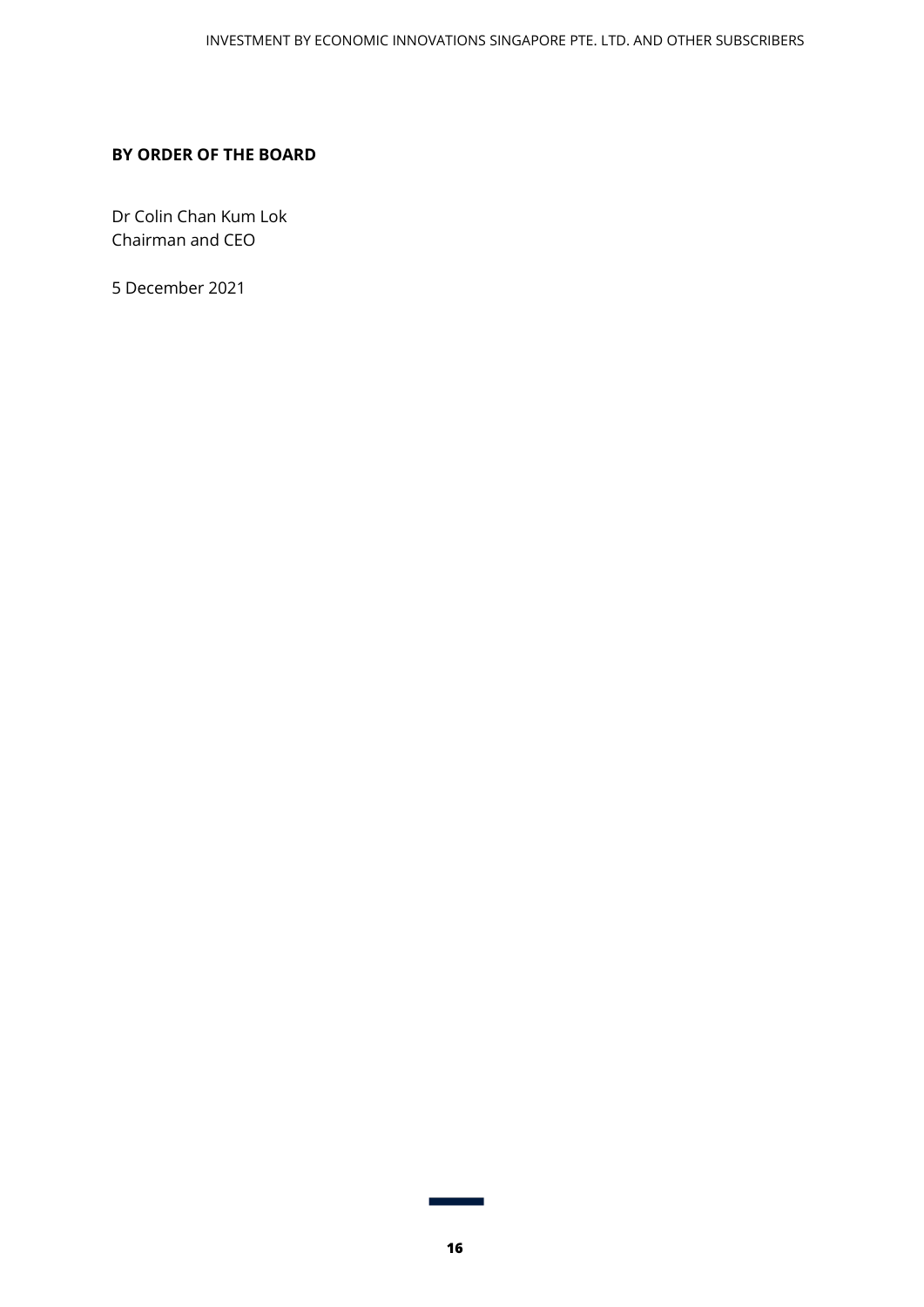**BY ORDER OF THE BOARD**

Dr Colin Chan Kum Lok
Chairman and CEO

5 December 2021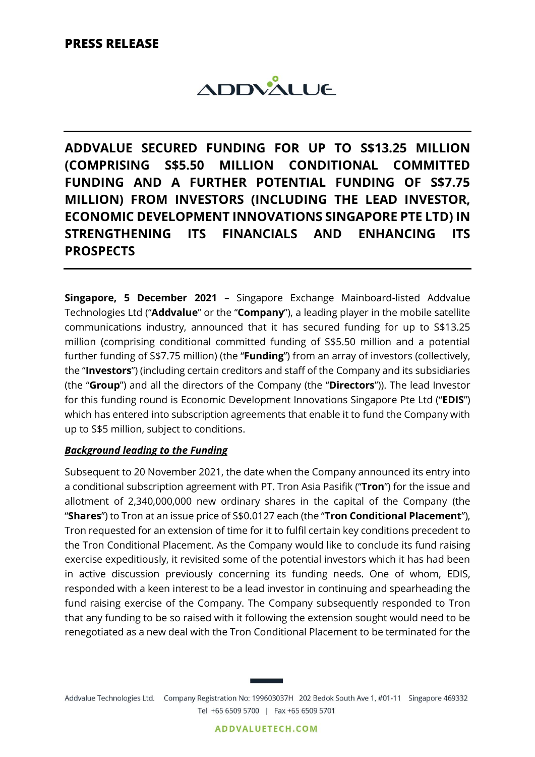**PRESS RELEASE**

ADDVALUE

# ADDVALUE SECURED FUNDING FOR UP TO S$13.25 MILLION (COMPRISING S$5.50 MILLION CONDITIONAL COMMITTED FUNDING AND A FURTHER POTENTIAL FUNDING OF S$7.75 MILLION) FROM INVESTORS (INCLUDING THE LEAD INVESTOR, ECONOMIC DEVELOPMENT INNOVATIONS SINGAPORE PTE LTD) IN STRENGTHENING ITS FINANCIALS AND ENHANCING ITS PROSPECTS

**Singapore, 5 December 2021 –** Singapore Exchange Mainboard-listed Addvalue Technologies Ltd ("**Addvalue**" or the "**Company**"), a leading player in the mobile satellite communications industry, announced that it has secured funding for up to S$13.25 million (comprising conditional committed funding of S$5.50 million and a potential further funding of S$7.75 million) (the "**Funding**") from an array of investors (collectively, the "**Investors**") (including certain creditors and staff of the Company and its subsidiaries (the "**Group**") and all the directors of the Company (the "**Directors**")). The lead Investor for this funding round is Economic Development Innovations Singapore Pte Ltd ("**EDIS**") which has entered into subscription agreements that enable it to fund the Company with up to S$5 million, subject to conditions.

***Background leading to the Funding***

Subsequent to 20 November 2021, the date when the Company announced its entry into a conditional subscription agreement with PT. Tron Asia Pasifik ("**Tron**") for the issue and allotment of 2,340,000,000 new ordinary shares in the capital of the Company (the "**Shares**") to Tron at an issue price of S$0.0127 each (the "**Tron Conditional Placement**"), Tron requested for an extension of time for it to fulfil certain key conditions precedent to the Tron Conditional Placement. As the Company would like to conclude its fund raising exercise expeditiously, it revisited some of the potential investors which it has had been in active discussion previously concerning its funding needs. One of whom, EDIS, responded with a keen interest to be a lead investor in continuing and spearheading the fund raising exercise of the Company. The Company subsequently responded to Tron that any funding to be so raised with it following the extension sought would need to be renegotiated as a new deal with the Tron Conditional Placement to be terminated for the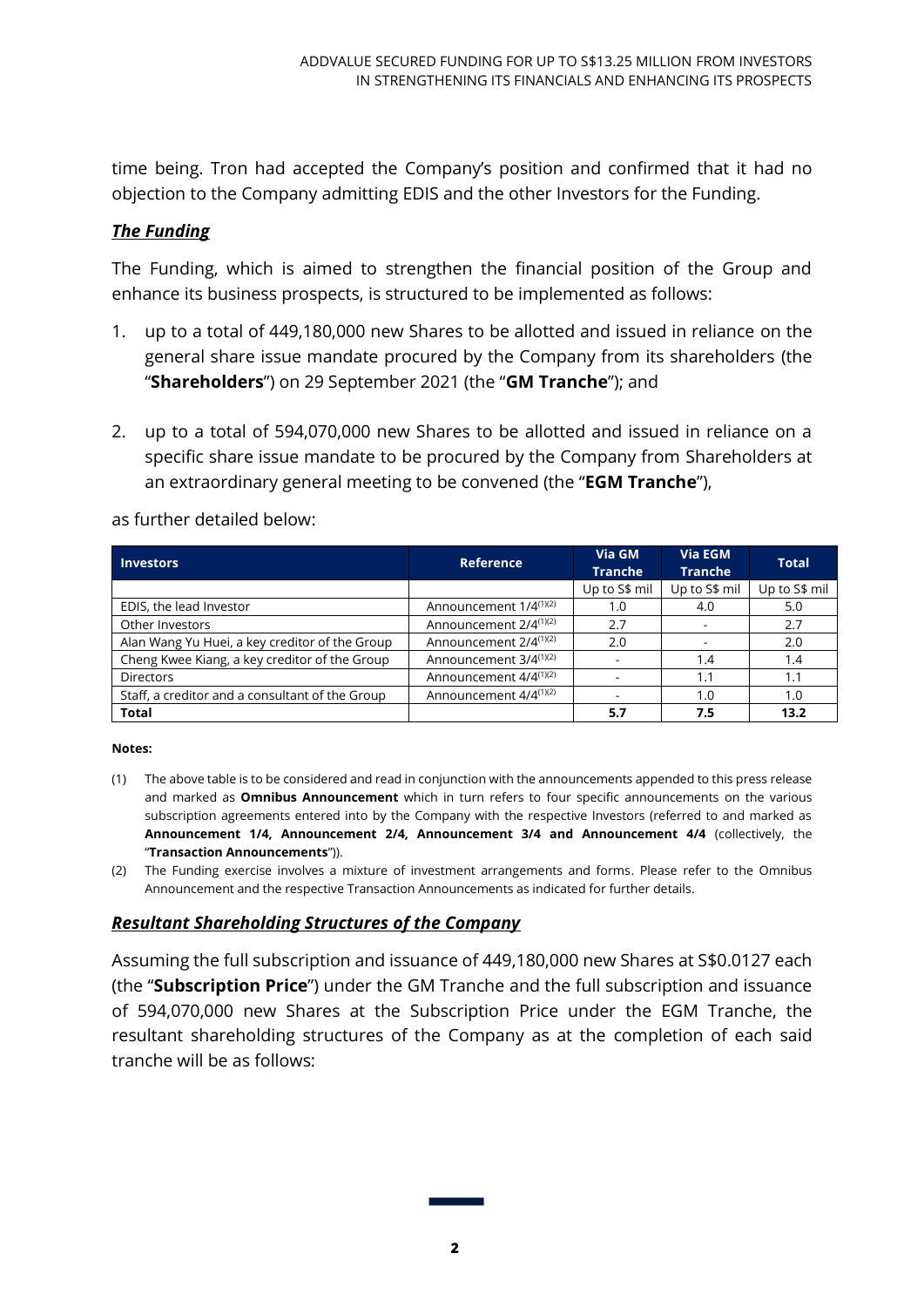time being. Tron had accepted the Company's position and confirmed that it had no objection to the Company admitting EDIS and the other Investors for the Funding.

***The Funding***

The Funding, which is aimed to strengthen the financial position of the Group and enhance its business prospects, is structured to be implemented as follows:

1. up to a total of 449,180,000 new Shares to be allotted and issued in reliance on the general share issue mandate procured by the Company from its shareholders (the "**Shareholders**") on 29 September 2021 (the "**GM Tranche**"); and

2. up to a total of 594,070,000 new Shares to be allotted and issued in reliance on a specific share issue mandate to be procured by the Company from Shareholders at an extraordinary general meeting to be convened (the "**EGM Tranche**"),

as further detailed below:

| Investors | Reference | Via GM Tranche | Via EGM Tranche | Total |
|---|---|---|---|---|
| | | Up to S$ mil | Up to S$ mil | Up to S$ mil |
| EDIS, the lead Investor | Announcement 1/4[(1)(2)] | 1.0 | 4.0 | 5.0 |
| Other Investors | Announcement 2/4[(1)(2)] | 2.7 | - | 2.7 |
| Alan Wang Yu Huei, a key creditor of the Group | Announcement 2/4[(1)(2)] | 2.0 | - | 2.0 |
| Cheng Kwee Kiang, a key creditor of the Group | Announcement 3/4[(1)(2)] | - | 1.4 | 1.4 |
| Directors | Announcement 4/4[(1)(2)] | - | 1.1 | 1.1 |
| Staff, a creditor and a consultant of the Group | Announcement 4/4[(1)(2)] | - | 1.0 | 1.0 |
| **Total** | | **5.7** | **7.5** | **13.2** |

**Notes:**

(1) The above table is to be considered and read in conjunction with the announcements appended to this press release and marked as **Omnibus Announcement** which in turn refers to four specific announcements on the various subscription agreements entered into by the Company with the respective Investors (referred to and marked as **Announcement 1/4, Announcement 2/4, Announcement 3/4 and Announcement 4/4** (collectively, the "**Transaction Announcements**")).

(2) The Funding exercise involves a mixture of investment arrangements and forms. Please refer to the Omnibus Announcement and the respective Transaction Announcements as indicated for further details.

***Resultant Shareholding Structures of the Company***

Assuming the full subscription and issuance of 449,180,000 new Shares at S$0.0127 each (the "**Subscription Price**") under the GM Tranche and the full subscription and issuance of 594,070,000 new Shares at the Subscription Price under the EGM Tranche, the resultant shareholding structures of the Company as at the completion of each said tranche will be as follows: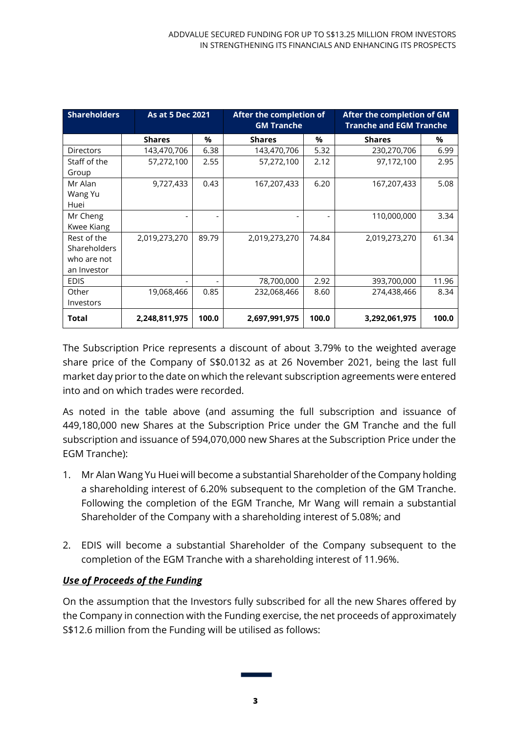| Shareholders | As at 5 Dec 2021 | | After the completion of GM Tranche | | After the completion of GM Tranche and EGM Tranche | |
|---|---|---|---|---|---|---|
| | Shares | % | Shares | % | Shares | % |
| Directors | 143,470,706 | 6.38 | 143,470,706 | 5.32 | 230,270,706 | 6.99 |
| Staff of the Group | 57,272,100 | 2.55 | 57,272,100 | 2.12 | 97,172,100 | 2.95 |
| Mr Alan Wang Yu Huei | 9,727,433 | 0.43 | 167,207,433 | 6.20 | 167,207,433 | 5.08 |
| Mr Cheng Kwee Kiang | - | - | - | - | 110,000,000 | 3.34 |
| Rest of the Shareholders who are not an Investor | 2,019,273,270 | 89.79 | 2,019,273,270 | 74.84 | 2,019,273,270 | 61.34 |
| EDIS | - | - | 78,700,000 | 2.92 | 393,700,000 | 11.96 |
| Other Investors | 19,068,466 | 0.85 | 232,068,466 | 8.60 | 274,438,466 | 8.34 |
| **Total** | **2,248,811,975** | **100.0** | **2,697,991,975** | **100.0** | **3,292,061,975** | **100.0** |

The Subscription Price represents a discount of about 3.79% to the weighted average share price of the Company of S$0.0132 as at 26 November 2021, being the last full market day prior to the date on which the relevant subscription agreements were entered into and on which trades were recorded.

As noted in the table above (and assuming the full subscription and issuance of 449,180,000 new Shares at the Subscription Price under the GM Tranche and the full subscription and issuance of 594,070,000 new Shares at the Subscription Price under the EGM Tranche):

1. Mr Alan Wang Yu Huei will become a substantial Shareholder of the Company holding a shareholding interest of 6.20% subsequent to the completion of the GM Tranche. Following the completion of the EGM Tranche, Mr Wang will remain a substantial Shareholder of the Company with a shareholding interest of 5.08%; and

2. EDIS will become a substantial Shareholder of the Company subsequent to the completion of the EGM Tranche with a shareholding interest of 11.96%.

***Use of Proceeds of the Funding***

On the assumption that the Investors fully subscribed for all the new Shares offered by the Company in connection with the Funding exercise, the net proceeds of approximately S$12.6 million from the Funding will be utilised as follows: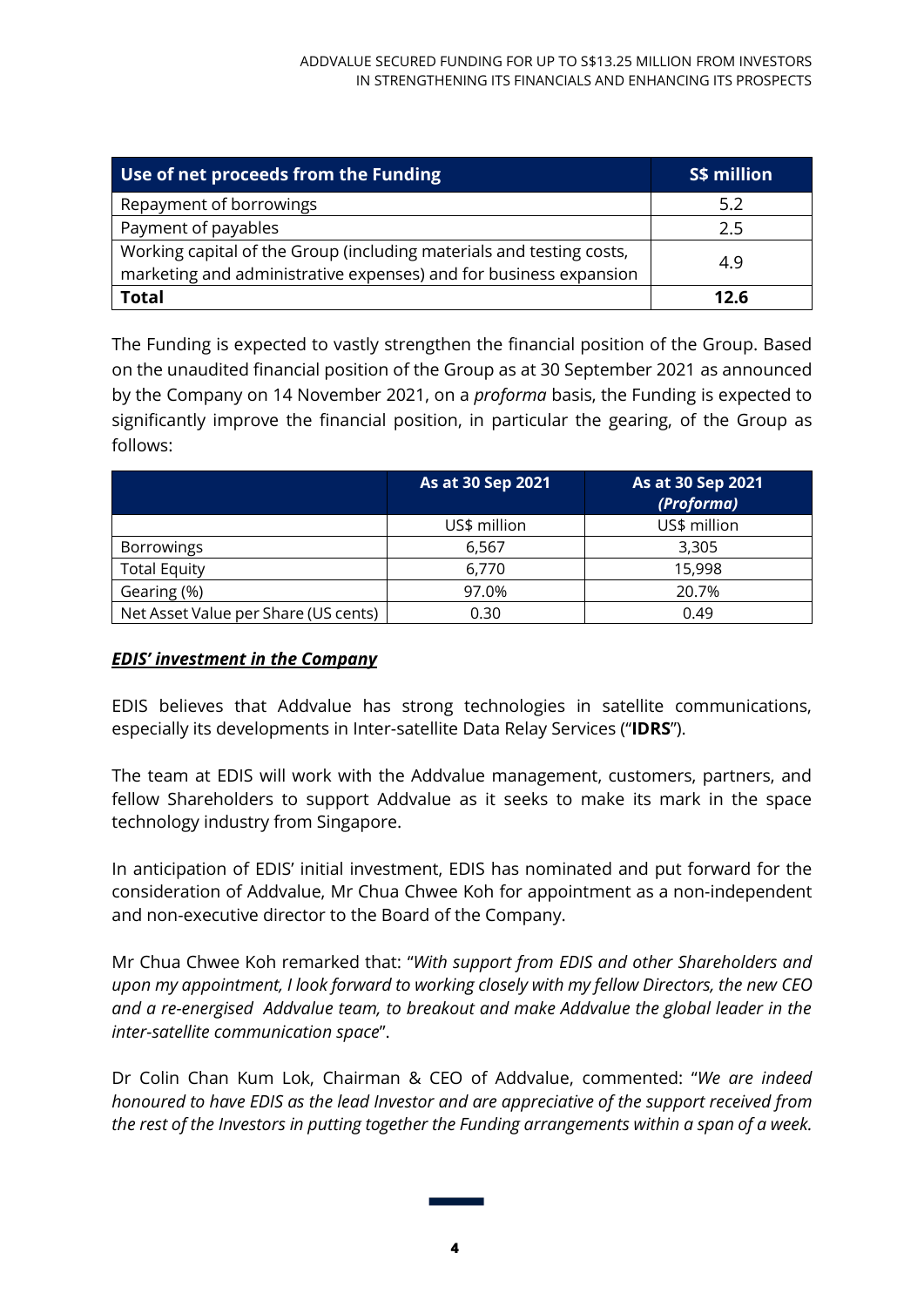| Use of net proceeds from the Funding | S$ million |
|---|---|
| Repayment of borrowings | 5.2 |
| Payment of payables | 2.5 |
| Working capital of the Group (including materials and testing costs, marketing and administrative expenses) and for business expansion | 4.9 |
| **Total** | **12.6** |

The Funding is expected to vastly strengthen the financial position of the Group. Based on the unaudited financial position of the Group as at 30 September 2021 as announced by the Company on 14 November 2021, on a *proforma* basis, the Funding is expected to significantly improve the financial position, in particular the gearing, of the Group as follows:

| | As at 30 Sep 2021 | As at 30 Sep 2021 *(Proforma)* |
|---|---|---|
| | US$ million | US$ million |
| Borrowings | 6,567 | 3,305 |
| Total Equity | 6,770 | 15,998 |
| Gearing (%) | 97.0% | 20.7% |
| Net Asset Value per Share (US cents) | 0.30 | 0.49 |

***EDIS' investment in the Company***

EDIS believes that Addvalue has strong technologies in satellite communications, especially its developments in Inter-satellite Data Relay Services ("**IDRS**").

The team at EDIS will work with the Addvalue management, customers, partners, and fellow Shareholders to support Addvalue as it seeks to make its mark in the space technology industry from Singapore.

In anticipation of EDIS' initial investment, EDIS has nominated and put forward for the consideration of Addvalue, Mr Chua Chwee Koh for appointment as a non-independent and non-executive director to the Board of the Company.

Mr Chua Chwee Koh remarked that: "*With support from EDIS and other Shareholders and upon my appointment, I look forward to working closely with my fellow Directors, the new CEO and a re-energised Addvalue team, to breakout and make Addvalue the global leader in the inter-satellite communication space*".

Dr Colin Chan Kum Lok, Chairman & CEO of Addvalue, commented: "*We are indeed honoured to have EDIS as the lead Investor and are appreciative of the support received from the rest of the Investors in putting together the Funding arrangements within a span of a week.*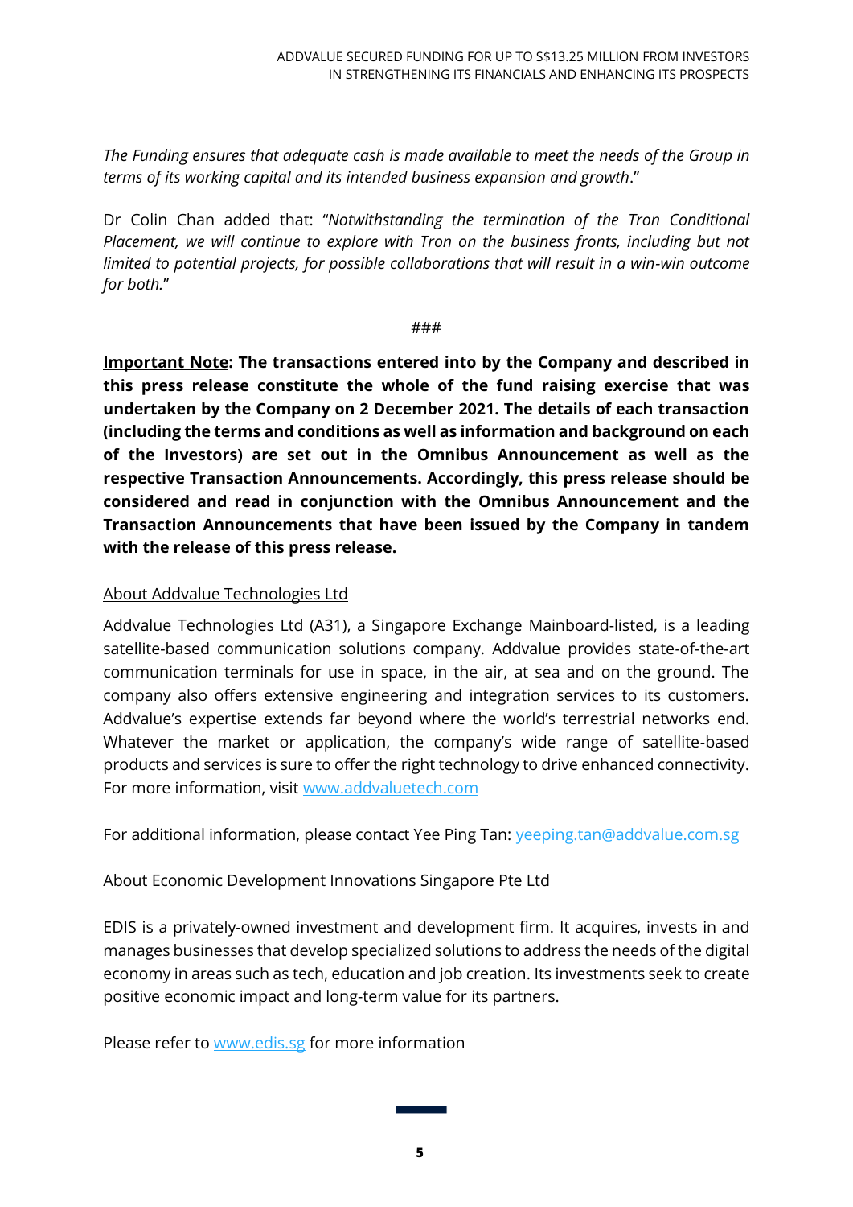*The Funding ensures that adequate cash is made available to meet the needs of the Group in terms of its working capital and its intended business expansion and growth*."

Dr Colin Chan added that: "*Notwithstanding the termination of the Tron Conditional Placement, we will continue to explore with Tron on the business fronts, including but not limited to potential projects, for possible collaborations that will result in a win-win outcome for both.*"

###

**Important Note: The transactions entered into by the Company and described in this press release constitute the whole of the fund raising exercise that was undertaken by the Company on 2 December 2021. The details of each transaction (including the terms and conditions as well as information and background on each of the Investors) are set out in the Omnibus Announcement as well as the respective Transaction Announcements. Accordingly, this press release should be considered and read in conjunction with the Omnibus Announcement and the Transaction Announcements that have been issued by the Company in tandem with the release of this press release.**

About Addvalue Technologies Ltd

Addvalue Technologies Ltd (A31), a Singapore Exchange Mainboard-listed, is a leading satellite-based communication solutions company. Addvalue provides state-of-the-art communication terminals for use in space, in the air, at sea and on the ground. The company also offers extensive engineering and integration services to its customers. Addvalue's expertise extends far beyond where the world's terrestrial networks end. Whatever the market or application, the company's wide range of satellite-based products and services is sure to offer the right technology to drive enhanced connectivity. For more information, visit www.addvaluetech.com

For additional information, please contact Yee Ping Tan: yeeping.tan@addvalue.com.sg

About Economic Development Innovations Singapore Pte Ltd

EDIS is a privately-owned investment and development firm. It acquires, invests in and manages businesses that develop specialized solutions to address the needs of the digital economy in areas such as tech, education and job creation. Its investments seek to create positive economic impact and long-term value for its partners.

Please refer to www.edis.sg for more information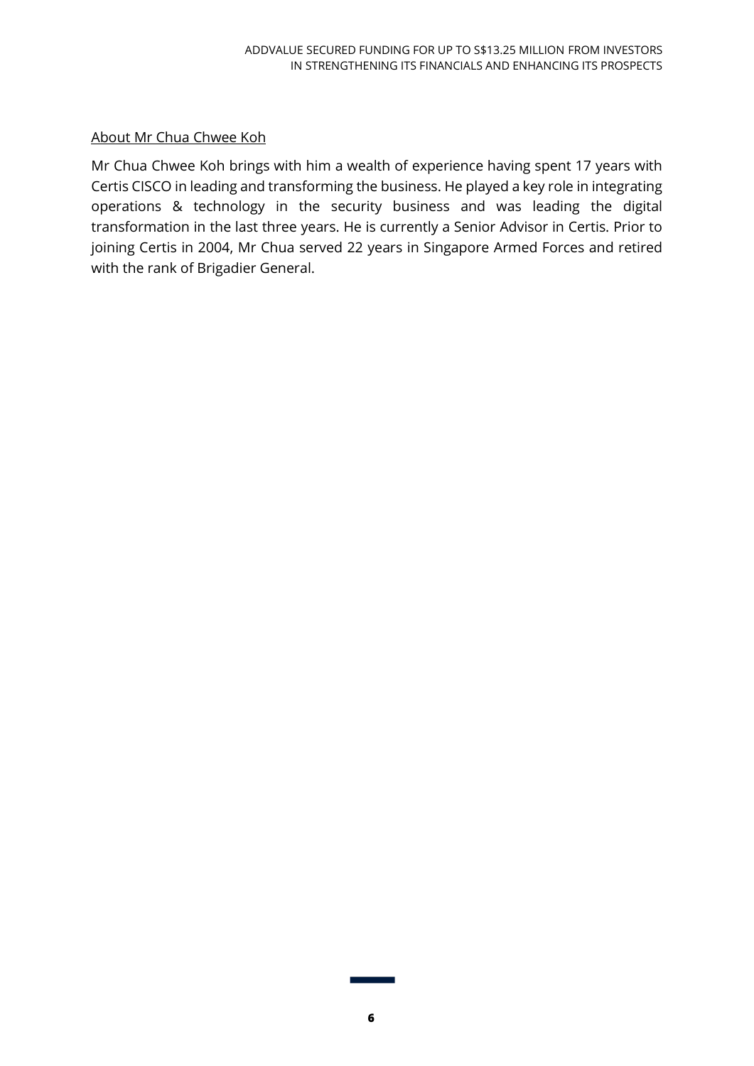About Mr Chua Chwee Koh

Mr Chua Chwee Koh brings with him a wealth of experience having spent 17 years with Certis CISCO in leading and transforming the business. He played a key role in integrating operations & technology in the security business and was leading the digital transformation in the last three years. He is currently a Senior Advisor in Certis. Prior to joining Certis in 2004, Mr Chua served 22 years in Singapore Armed Forces and retired with the rank of Brigadier General.